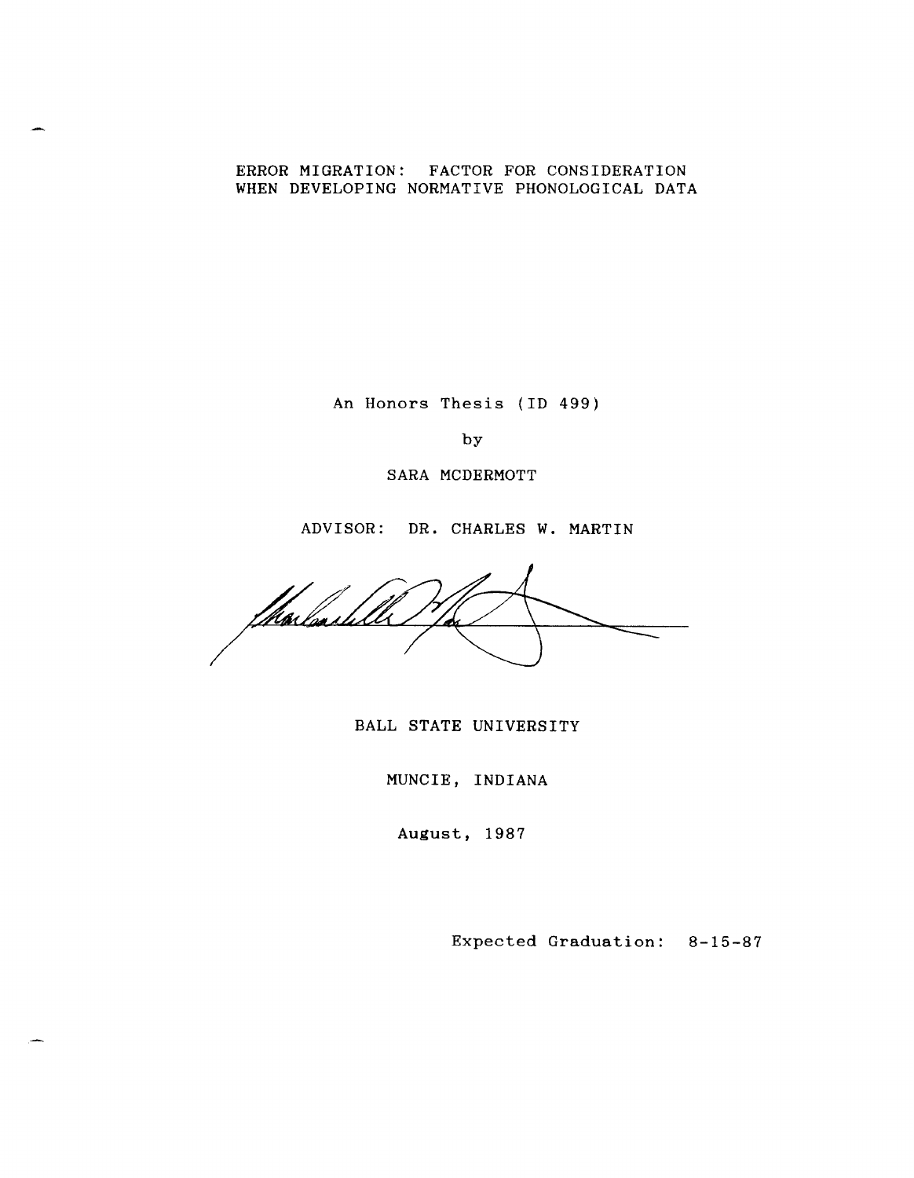# ERROR MIGRATION: FACTOR FOR CONSIDERATION WHEN DEVELOPING NORMATIVE PHONOLOGICAL DATA

An Honors Thesis (ID 499)

by

SARA MCDERMOTT

ADVISOR: DR. CHARLES W. MARTIN

BALL STATE UNIVERSITY

MUNCIE, INDIANA

August, 1987

Expected Graduation: 8-15-87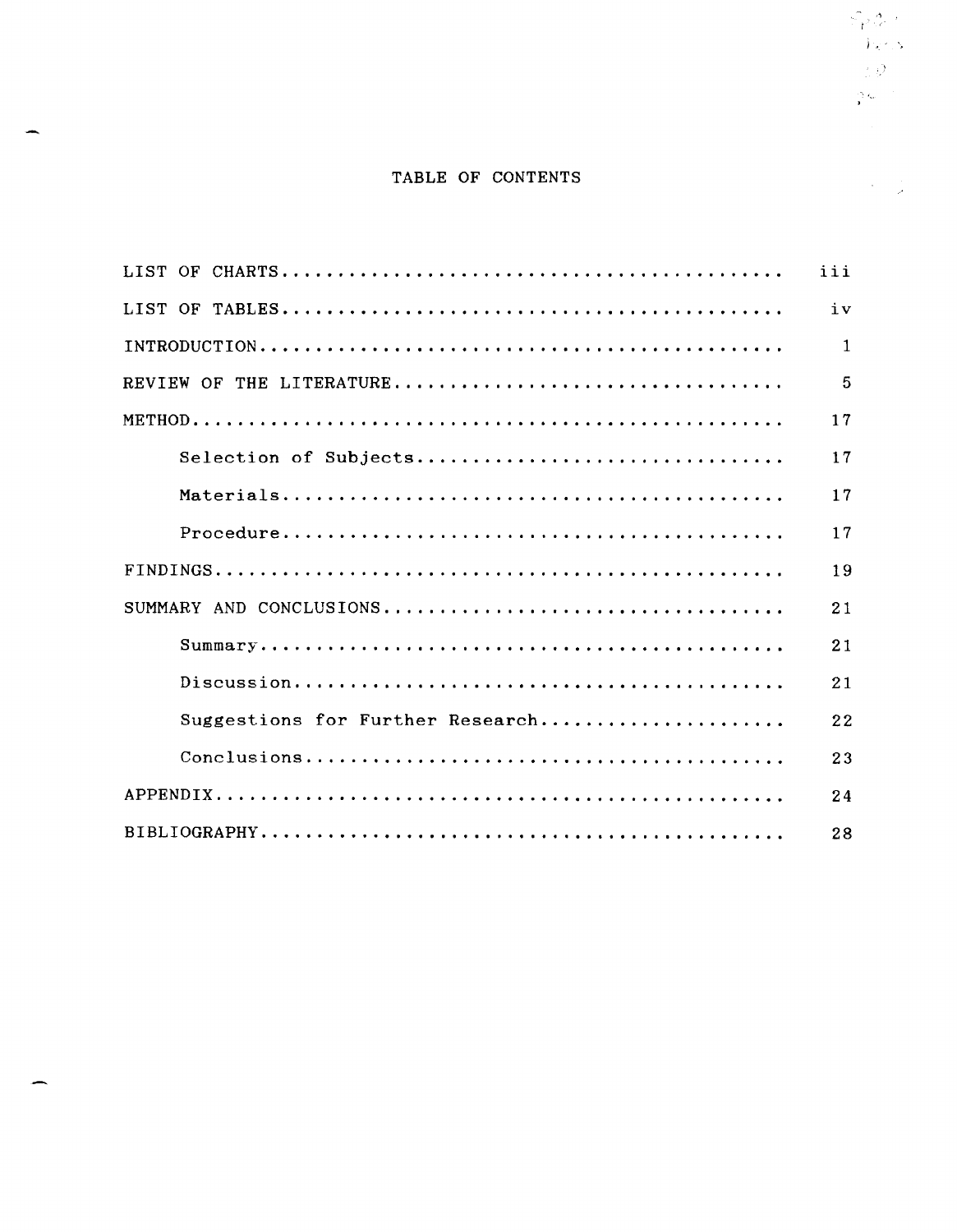# TABLE OF CONTENTS

| | |
|---|---|
| LIST OF CHARTS | iii |
| LIST OF TABLES | iv |
| INTRODUCTION | 1 |
| REVIEW OF THE LITERATURE | 5 |
| METHOD | 17 |
| Selection of Subjects | 17 |
| Materials | 17 |
| Procedure | 17 |
| FINDINGS | 19 |
| SUMMARY AND CONCLUSIONS | 21 |
| Summary | 21 |
| Discussion | 21 |
| Suggestions for Further Research | 22 |
| Conclusions | 23 |
| APPENDIX | 24 |
| BIBLIOGRAPHY | 28 |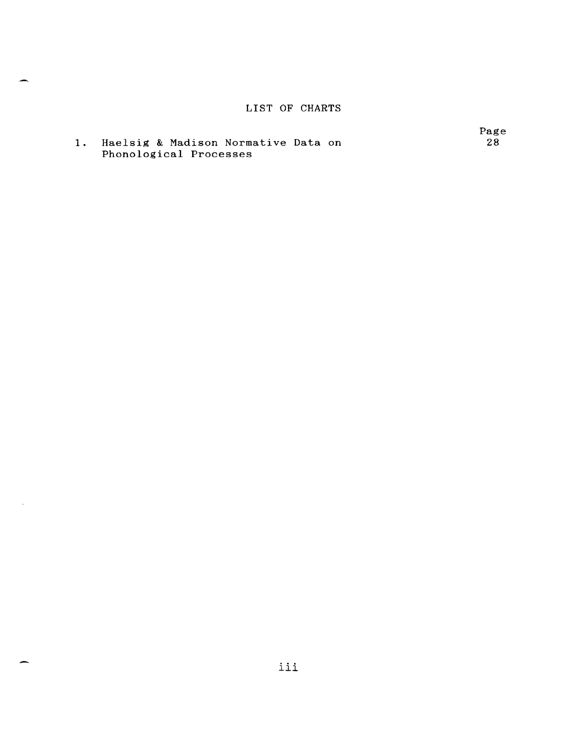# LIST OF CHARTS

| | | Page |
|---|---|---|
| 1. | Haelsig & Madison Normative Data on Phonological Processes | 28 |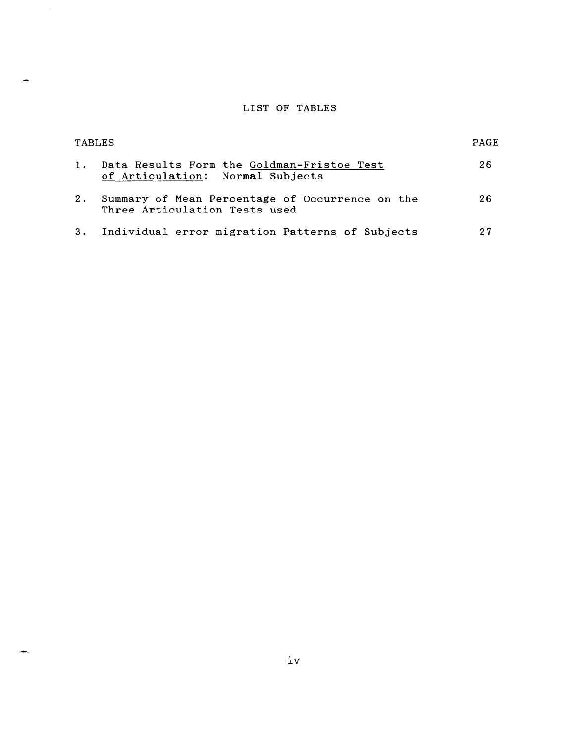# LIST OF TABLES

| TABLES | | PAGE |
|---|---|---|
| 1. | Data Results Form the Goldman-Fristoe Test of Articulation: Normal Subjects | 26 |
| 2. | Summary of Mean Percentage of Occurrence on the Three Articulation Tests used | 26 |
| 3. | Individual error migration Patterns of Subjects | 27 |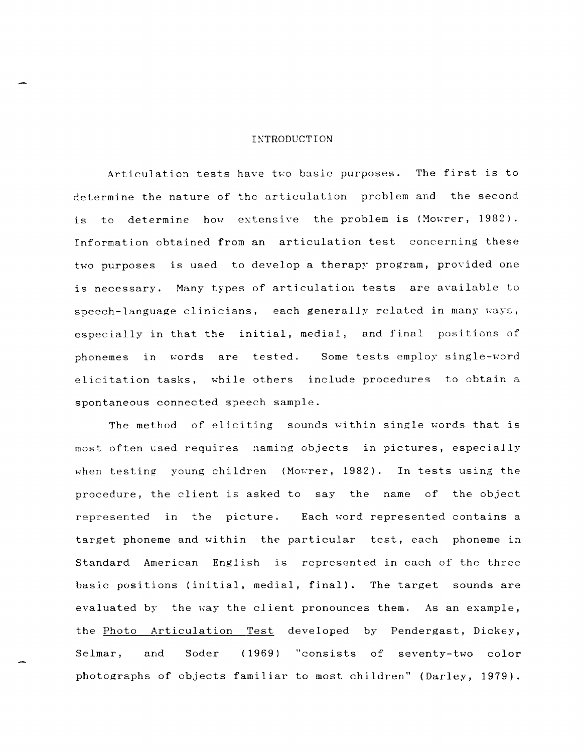# INTRODUCTION

Articulation tests have two basic purposes. The first is to determine the nature of the articulation problem and the second is to determine how extensive the problem is (Mowrer, 1982). Information obtained from an articulation test concerning these two purposes is used to develop a therapy program, provided one is necessary. Many types of articulation tests are available to speech-language clinicians, each generally related in many ways, especially in that the initial, medial, and final positions of phonemes in words are tested. Some tests employ single-word elicitation tasks, while others include procedures to obtain a spontaneous connected speech sample.

The method of eliciting sounds within single words that is most often used requires naming objects in pictures, especially when testing young children (Mowrer, 1982). In tests using the procedure, the client is asked to say the name of the object represented in the picture. Each word represented contains a target phoneme and within the particular test, each phoneme in Standard American English is represented in each of the three basic positions (initial, medial, final). The target sounds are evaluated by the way the client pronounces them. As an example, the Photo Articulation Test developed by Pendergast, Dickey, Selmar, and Soder (1969) "consists of seventy-two color photographs of objects familiar to most children" (Darley, 1979).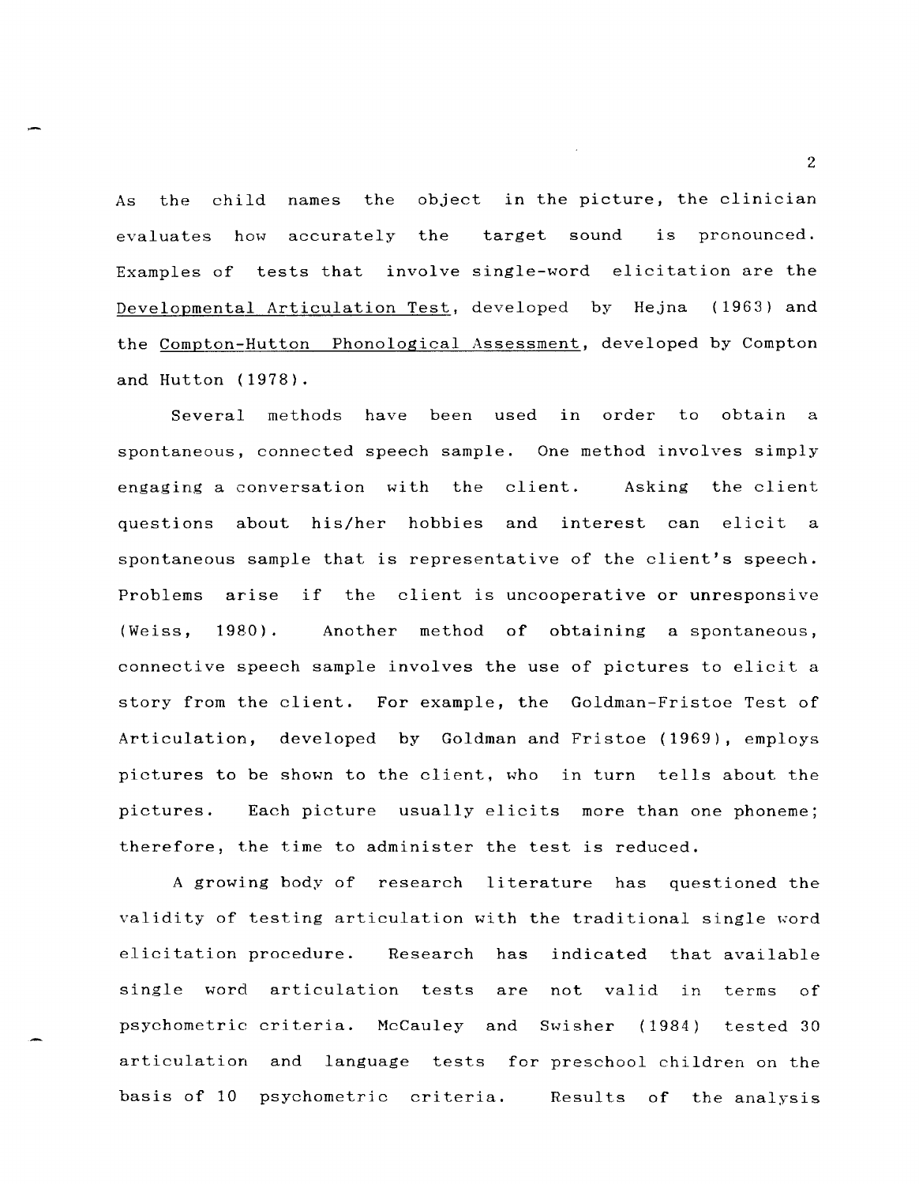As the child names the object in the picture, the clinician evaluates how accurately the target sound is pronounced. Examples of tests that involve single-word elicitation are the Developmental Articulation Test, developed by Hejna (1963) and the Compton-Hutton Phonological Assessment, developed by Compton and Hutton (1978).

Several methods have been used in order to obtain a spontaneous, connected speech sample. One method involves simply engaging a conversation with the client. Asking the client questions about his/her hobbies and interest can elicit a spontaneous sample that is representative of the client's speech. Problems arise if the client is uncooperative or unresponsive (Weiss, 1980). Another method of obtaining a spontaneous, connective speech sample involves the use of pictures to elicit a story from the client. For example, the Goldman-Fristoe Test of Articulation, developed by Goldman and Fristoe (1969), employs pictures to be shown to the client, who in turn tells about the pictures. Each picture usually elicits more than one phoneme; therefore, the time to administer the test is reduced.

A growing body of research literature has questioned the validity of testing articulation with the traditional single word elicitation procedure. Research has indicated that available single word articulation tests are not valid in terms of psychometric criteria. McCauley and Swisher (1984) tested 30 articulation and language tests for preschool children on the basis of 10 psychometric criteria. Results of the analysis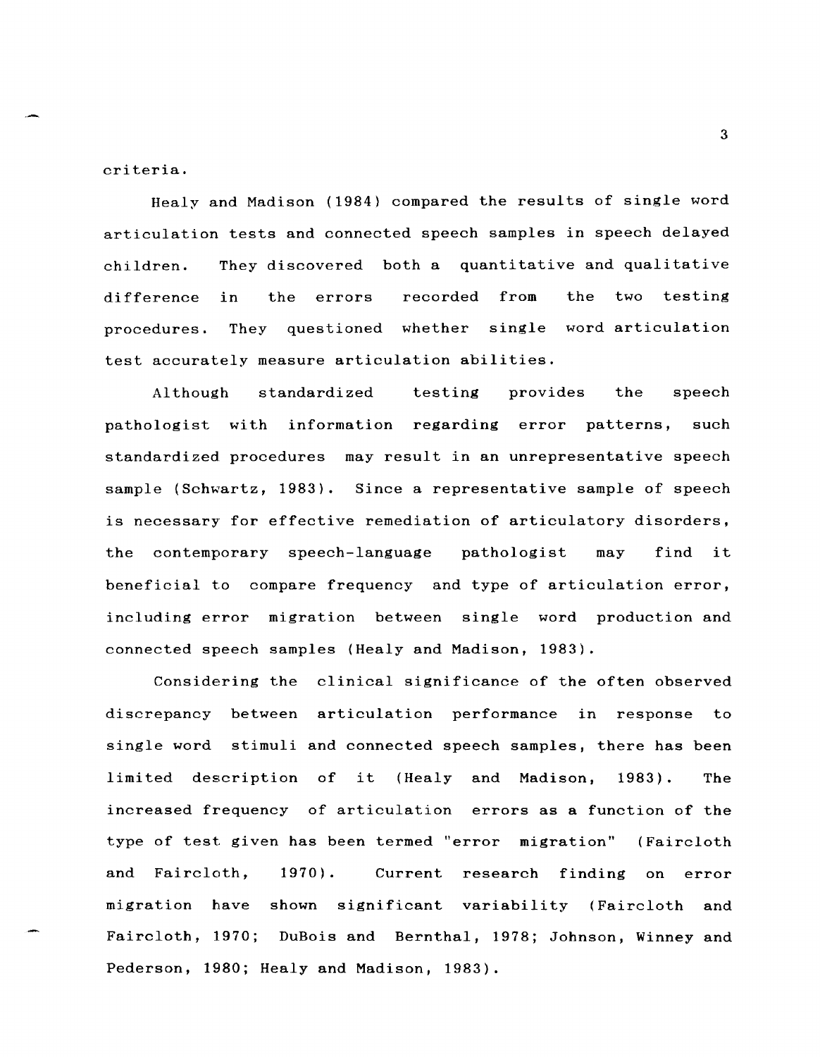criteria.

Healy and Madison (1984) compared the results of single word articulation tests and connected speech samples in speech delayed children. They discovered both a quantitative and qualitative difference in the errors recorded from the two testing procedures. They questioned whether single word articulation test accurately measure articulation abilities.

Although standardized testing provides the speech pathologist with information regarding error patterns, such standardized procedures may result in an unrepresentative speech sample (Schwartz, 1983). Since a representative sample of speech is necessary for effective remediation of articulatory disorders, the contemporary speech-language pathologist may find it beneficial to compare frequency and type of articulation error, including error migration between single word production and connected speech samples (Healy and Madison, 1983).

Considering the clinical significance of the often observed discrepancy between articulation performance in response to single word stimuli and connected speech samples, there has been limited description of it (Healy and Madison, 1983). The increased frequency of articulation errors as a function of the type of test given has been termed "error migration" (Faircloth and Faircloth, 1970). Current research finding on error migration have shown significant variability (Faircloth and Faircloth, 1970; DuBois and Bernthal, 1978; Johnson, Winney and Pederson, 1980; Healy and Madison, 1983).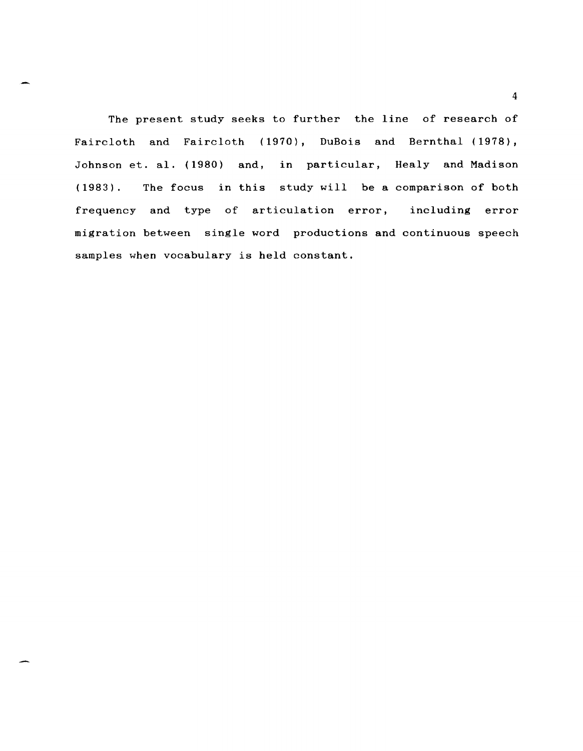The present study seeks to further the line of research of Faircloth and Faircloth (1970), DuBois and Bernthal (1978), Johnson et. al. (1980) and, in particular, Healy and Madison (1983). The focus in this study will be a comparison of both frequency and type of articulation error, including error migration between single word productions and continuous speech samples when vocabulary is held constant.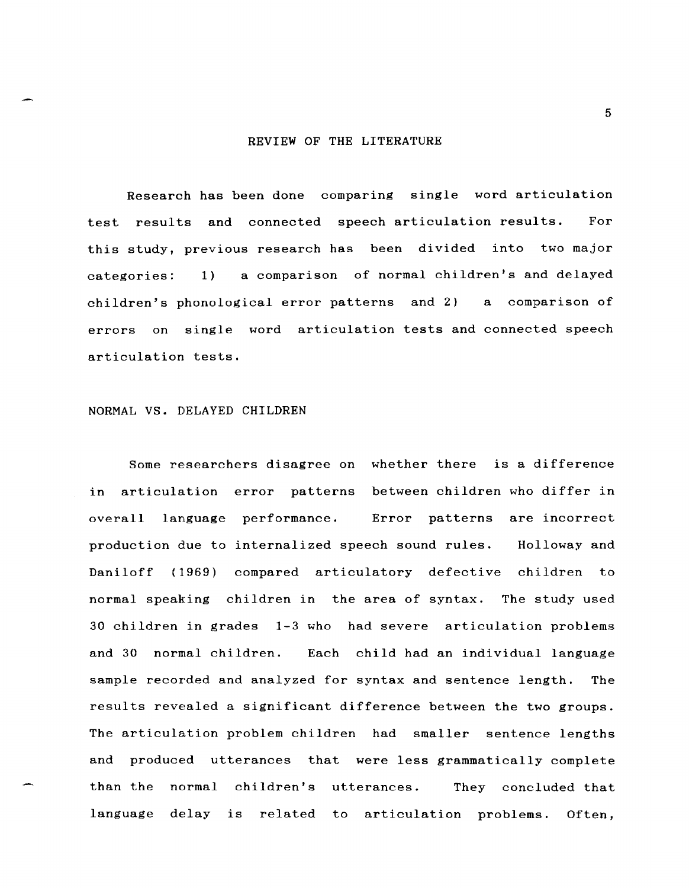## REVIEW OF THE LITERATURE

Research has been done comparing single word articulation test results and connected speech articulation results. For this study, previous research has been divided into two major categories: 1) a comparison of normal children's and delayed children's phonological error patterns and 2) a comparison of errors on single word articulation tests and connected speech articulation tests.

### NORMAL VS. DELAYED CHILDREN

Some researchers disagree on whether there is a difference in articulation error patterns between children who differ in overall language performance. Error patterns are incorrect production due to internalized speech sound rules. Holloway and Daniloff (1969) compared articulatory defective children to normal speaking children in the area of syntax. The study used 30 children in grades 1-3 who had severe articulation problems and 30 normal children. Each child had an individual language sample recorded and analyzed for syntax and sentence length. The results revealed a significant difference between the two groups. The articulation problem children had smaller sentence lengths and produced utterances that were less grammatically complete than the normal children's utterances. They concluded that language delay is related to articulation problems. Often,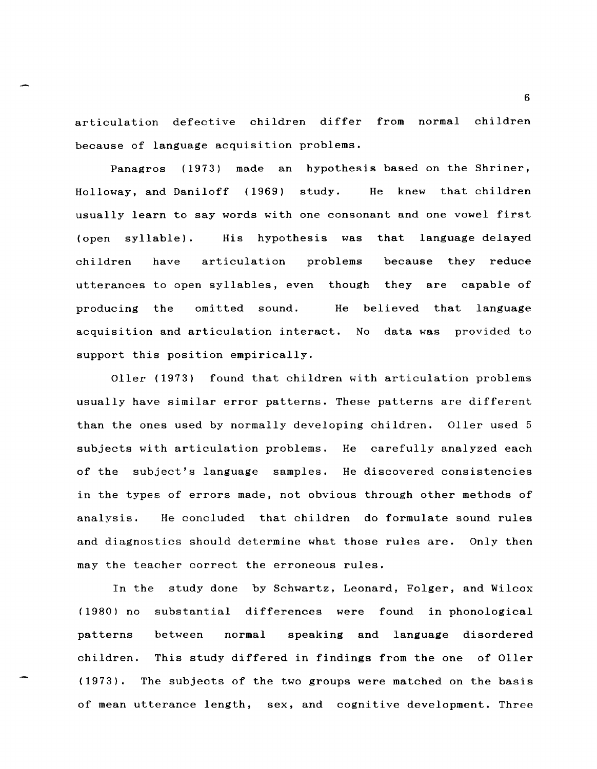articulation defective children differ from normal children because of language acquisition problems.

Panagros (1973) made an hypothesis based on the Shriner, Holloway, and Daniloff (1969) study. He knew that children usually learn to say words with one consonant and one vowel first (open syllable). His hypothesis was that language delayed children have articulation problems because they reduce utterances to open syllables, even though they are capable of producing the omitted sound. He believed that language acquisition and articulation interact. No data was provided to support this position empirically.

Oller (1973) found that children with articulation problems usually have similar error patterns. These patterns are different than the ones used by normally developing children. Oller used 5 subjects with articulation problems. He carefully analyzed each of the subject's language samples. He discovered consistencies in the types of errors made, not obvious through other methods of analysis. He concluded that children do formulate sound rules and diagnostics should determine what those rules are. Only then may the teacher correct the erroneous rules.

In the study done by Schwartz, Leonard, Folger, and Wilcox (1980) no substantial differences were found in phonological patterns between normal speaking and language disordered children. This study differed in findings from the one of Oller (1973). The subjects of the two groups were matched on the basis of mean utterance length, sex, and cognitive development. Three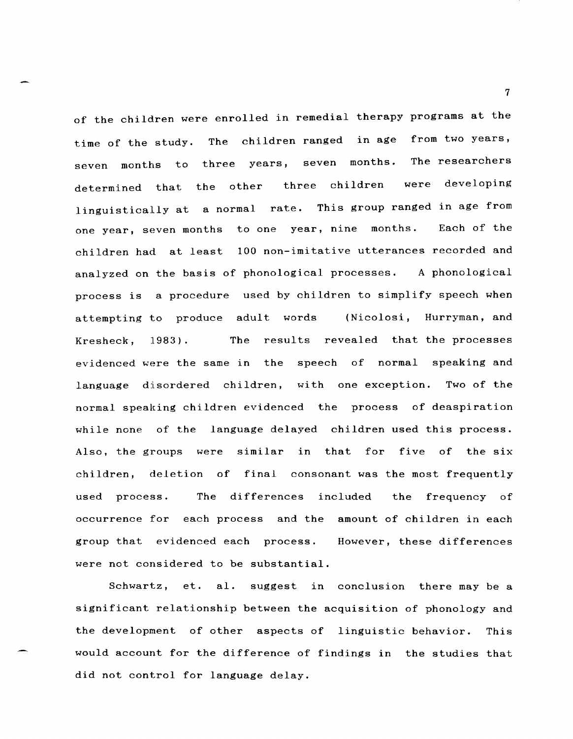of the children were enrolled in remedial therapy programs at the time of the study. The children ranged in age from two years, seven months to three years, seven months. The researchers determined that the other three children were developing linguistically at a normal rate. This group ranged in age from one year, seven months to one year, nine months. Each of the children had at least 100 non-imitative utterances recorded and analyzed on the basis of phonological processes. A phonological process is a procedure used by children to simplify speech when attempting to produce adult words (Nicolosi, Hurryman, and Kresheck, 1983). The results revealed that the processes evidenced were the same in the speech of normal speaking and language disordered children, with one exception. Two of the normal speaking children evidenced the process of deaspiration while none of the language delayed children used this process. Also, the groups were similar in that for five of the six children, deletion of final consonant was the most frequently used process. The differences included the frequency of occurrence for each process and the amount of children in each group that evidenced each process. However, these differences were not considered to be substantial.

Schwartz, et. al. suggest in conclusion there may be a significant relationship between the acquisition of phonology and the development of other aspects of linguistic behavior. This would account for the difference of findings in the studies that did not control for language delay.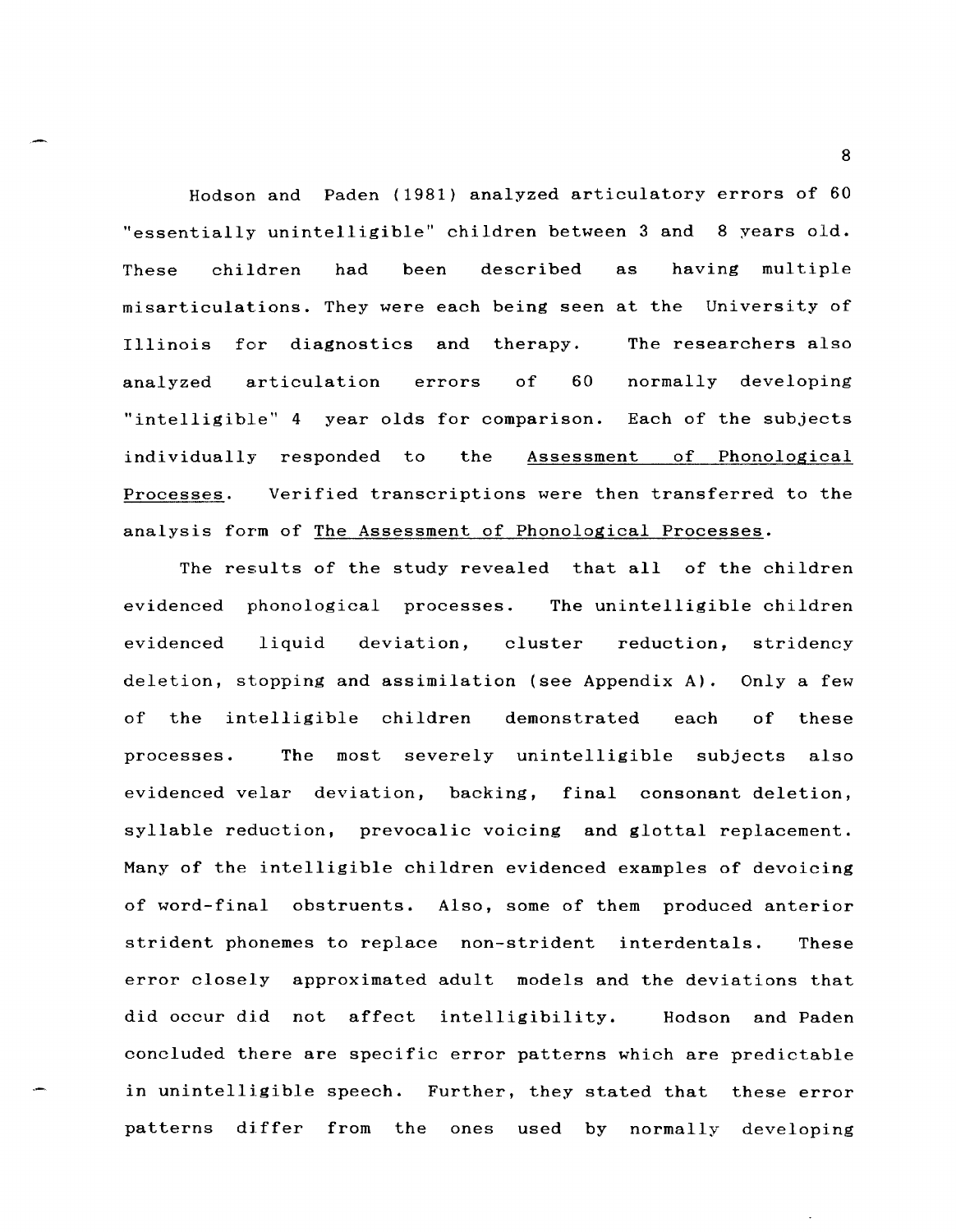Hodson and Paden (1981) analyzed articulatory errors of 60 "essentially unintelligible" children between 3 and 8 years old. These children had been described as having multiple misarticulations. They were each being seen at the University of Illinois for diagnostics and therapy. The researchers also analyzed articulation errors of 60 normally developing "intelligible" 4 year olds for comparison. Each of the subjects individually responded to the <u>Assessment of Phonological Processes</u>. Verified transcriptions were then transferred to the analysis form of <u>The Assessment of Phonological Processes</u>.

The results of the study revealed that all of the children evidenced phonological processes. The unintelligible children evidenced liquid deviation, cluster reduction, stridency deletion, stopping and assimilation (see Appendix A). Only a few of the intelligible children demonstrated each of these processes. The most severely unintelligible subjects also evidenced velar deviation, backing, final consonant deletion, syllable reduction, prevocalic voicing and glottal replacement. Many of the intelligible children evidenced examples of devoicing of word-final obstruents. Also, some of them produced anterior strident phonemes to replace non-strident interdentals. These error closely approximated adult models and the deviations that did occur did not affect intelligibility. Hodson and Paden concluded there are specific error patterns which are predictable in unintelligible speech. Further, they stated that these error patterns differ from the ones used by normally developing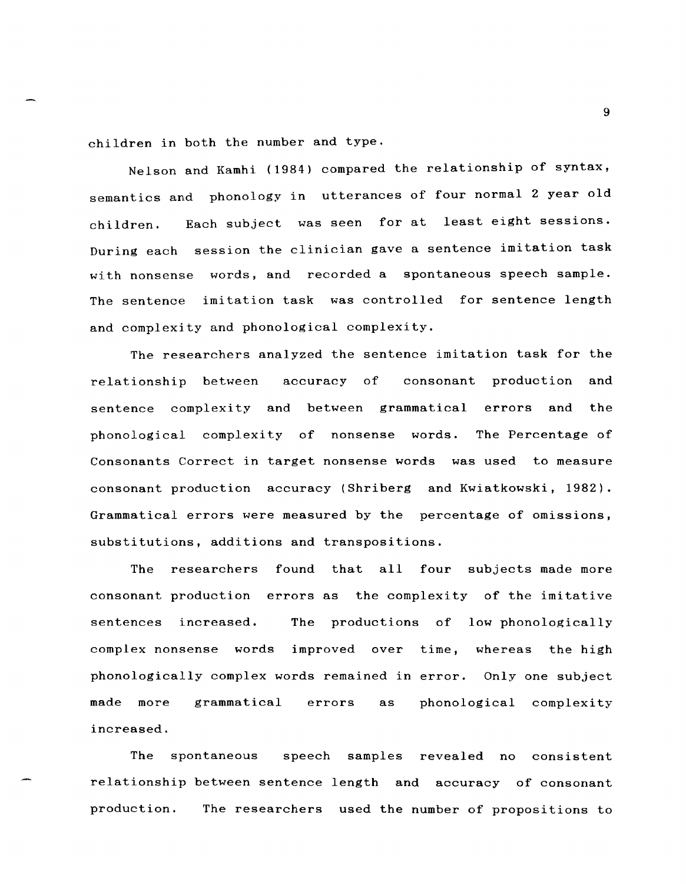children in both the number and type.

Nelson and Kamhi (1984) compared the relationship of syntax, semantics and phonology in utterances of four normal 2 year old children. Each subject was seen for at least eight sessions. During each session the clinician gave a sentence imitation task with nonsense words, and recorded a spontaneous speech sample. The sentence imitation task was controlled for sentence length and complexity and phonological complexity.

The researchers analyzed the sentence imitation task for the relationship between accuracy of consonant production and sentence complexity and between grammatical errors and the phonological complexity of nonsense words. The Percentage of Consonants Correct in target nonsense words was used to measure consonant production accuracy (Shriberg and Kwiatkowski, 1982). Grammatical errors were measured by the percentage of omissions, substitutions, additions and transpositions.

The researchers found that all four subjects made more consonant production errors as the complexity of the imitative sentences increased. The productions of low phonologically complex nonsense words improved over time, whereas the high phonologically complex words remained in error. Only one subject made more grammatical errors as phonological complexity increased.

The spontaneous speech samples revealed no consistent relationship between sentence length and accuracy of consonant production. The researchers used the number of propositions to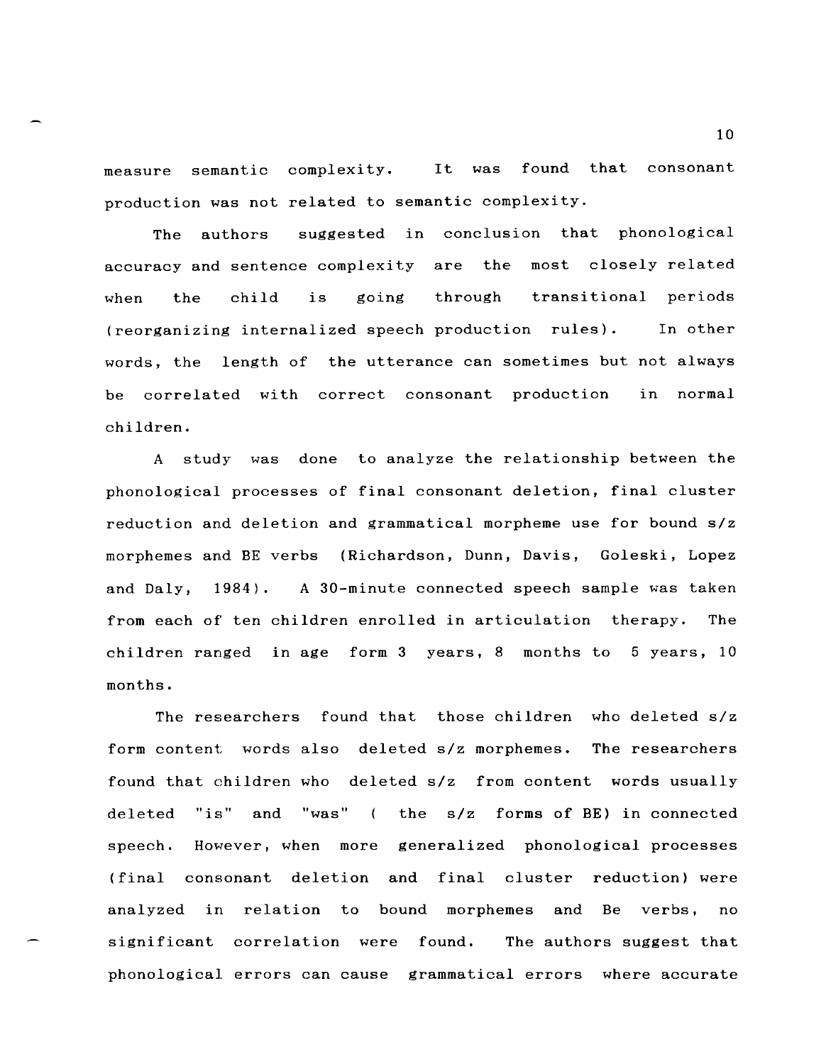measure semantic complexity. It was found that consonant production was not related to semantic complexity.

The authors suggested in conclusion that phonological accuracy and sentence complexity are the most closely related when the child is going through transitional periods (reorganizing internalized speech production rules). In other words, the length of the utterance can sometimes but not always be correlated with correct consonant production in normal children.

A study was done to analyze the relationship between the phonological processes of final consonant deletion, final cluster reduction and deletion and grammatical morpheme use for bound s/z morphemes and BE verbs (Richardson, Dunn, Davis, Goleski, Lopez and Daly, 1984). A 30-minute connected speech sample was taken from each of ten children enrolled in articulation therapy. The children ranged in age form 3 years, 8 months to 5 years, 10 months.

The researchers found that those children who deleted s/z form content words also deleted s/z morphemes. The researchers found that children who deleted s/z from content words usually deleted "is" and "was" ( the s/z forms of BE) in connected speech. However, when more generalized phonological processes (final consonant deletion and final cluster reduction) were analyzed in relation to bound morphemes and Be verbs, no significant correlation were found. The authors suggest that phonological errors can cause grammatical errors where accurate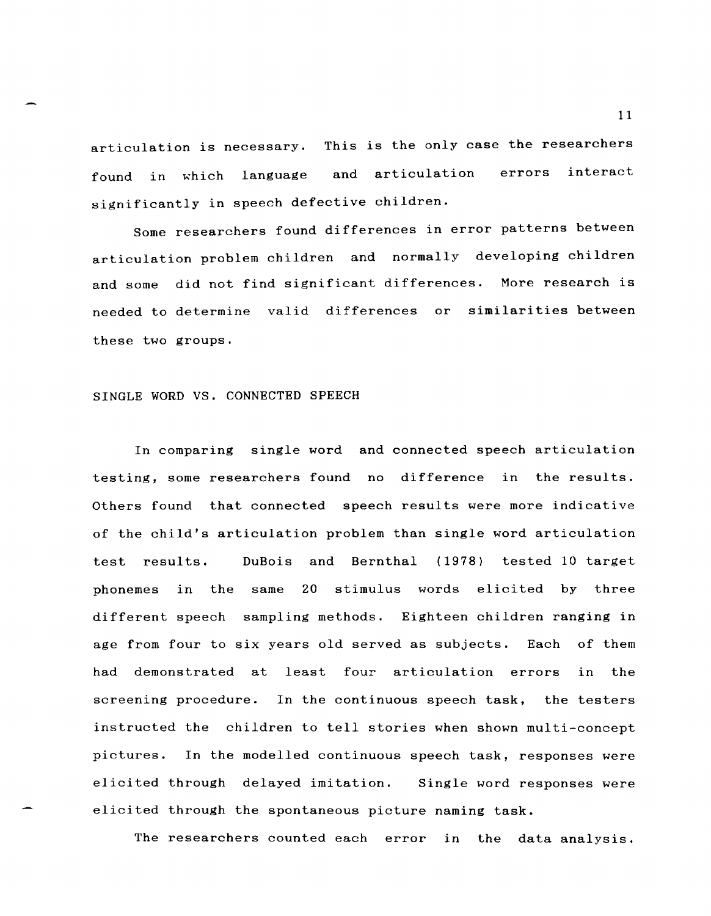articulation is necessary. This is the only case the researchers found in which language and articulation errors interact significantly in speech defective children.

Some researchers found differences in error patterns between articulation problem children and normally developing children and some did not find significant differences. More research is needed to determine valid differences or similarities between these two groups.

## SINGLE WORD VS. CONNECTED SPEECH

In comparing single word and connected speech articulation testing, some researchers found no difference in the results. Others found that connected speech results were more indicative of the child's articulation problem than single word articulation test results. DuBois and Bernthal (1978) tested 10 target phonemes in the same 20 stimulus words elicited by three different speech sampling methods. Eighteen children ranging in age from four to six years old served as subjects. Each of them had demonstrated at least four articulation errors in the screening procedure. In the continuous speech task, the testers instructed the children to tell stories when shown multi-concept pictures. In the modelled continuous speech task, responses were elicited through delayed imitation. Single word responses were elicited through the spontaneous picture naming task.

The researchers counted each error in the data analysis.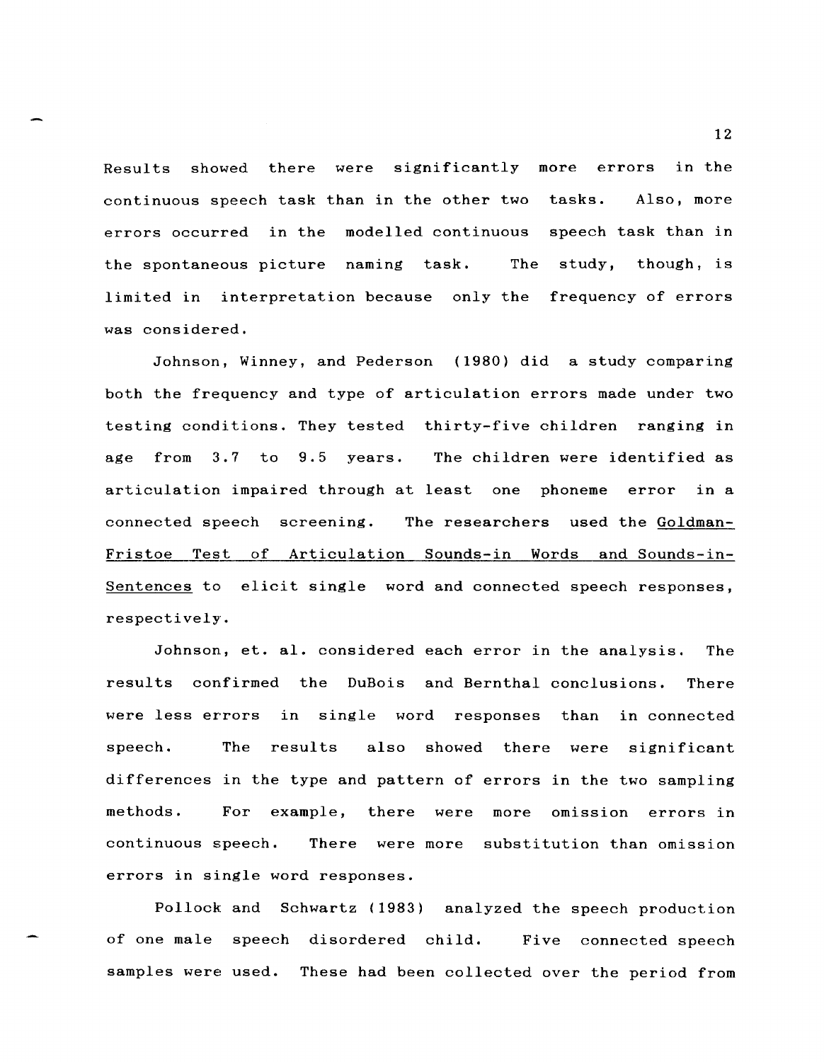Results showed there were significantly more errors in the continuous speech task than in the other two tasks. Also, more errors occurred in the modelled continuous speech task than in the spontaneous picture naming task. The study, though, is limited in interpretation because only the frequency of errors was considered.

Johnson, Winney, and Pederson (1980) did a study comparing both the frequency and type of articulation errors made under two testing conditions. They tested thirty-five children ranging in age from 3.7 to 9.5 years. The children were identified as articulation impaired through at least one phoneme error in a connected speech screening. The researchers used the Goldman-Fristoe Test of Articulation Sounds-in Words and Sounds-in-Sentences to elicit single word and connected speech responses, respectively.

Johnson, et. al. considered each error in the analysis. The results confirmed the DuBois and Bernthal conclusions. There were less errors in single word responses than in connected speech. The results also showed there were significant differences in the type and pattern of errors in the two sampling methods. For example, there were more omission errors in continuous speech. There were more substitution than omission errors in single word responses.

Pollock and Schwartz (1983) analyzed the speech production of one male speech disordered child. Five connected speech samples were used. These had been collected over the period from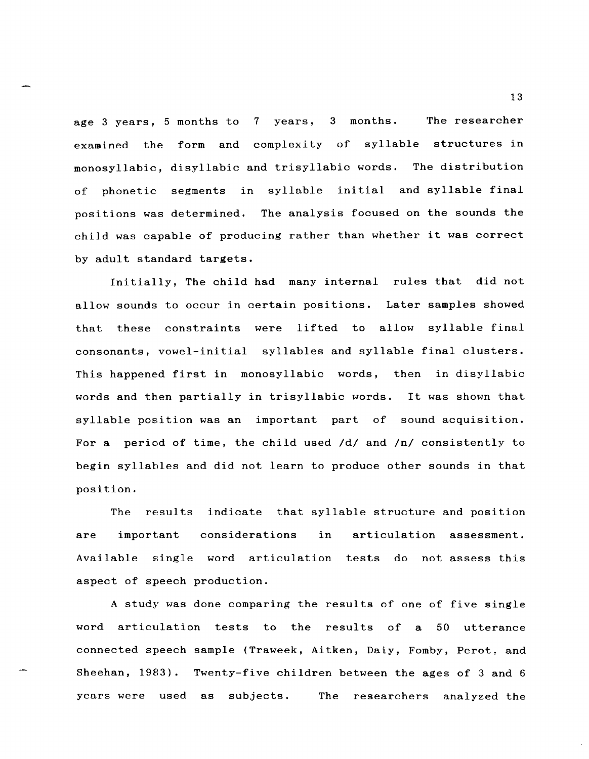age 3 years, 5 months to 7 years, 3 months. The researcher examined the form and complexity of syllable structures in monosyllabic, disyllabic and trisyllabic words. The distribution of phonetic segments in syllable initial and syllable final positions was determined. The analysis focused on the sounds the child was capable of producing rather than whether it was correct by adult standard targets.

Initially, The child had many internal rules that did not allow sounds to occur in certain positions. Later samples showed that these constraints were lifted to allow syllable final consonants, vowel-initial syllables and syllable final clusters. This happened first in monosyllabic words, then in disyllabic words and then partially in trisyllabic words. It was shown that syllable position was an important part of sound acquisition. For a period of time, the child used /d/ and /n/ consistently to begin syllables and did not learn to produce other sounds in that position.

The results indicate that syllable structure and position are important considerations in articulation assessment. Available single word articulation tests do not assess this aspect of speech production.

A study was done comparing the results of one of five single word articulation tests to the results of a 50 utterance connected speech sample (Traweek, Aitken, Daiy, Fomby, Perot, and Sheehan, 1983). Twenty-five children between the ages of 3 and 6 years were used as subjects. The researchers analyzed the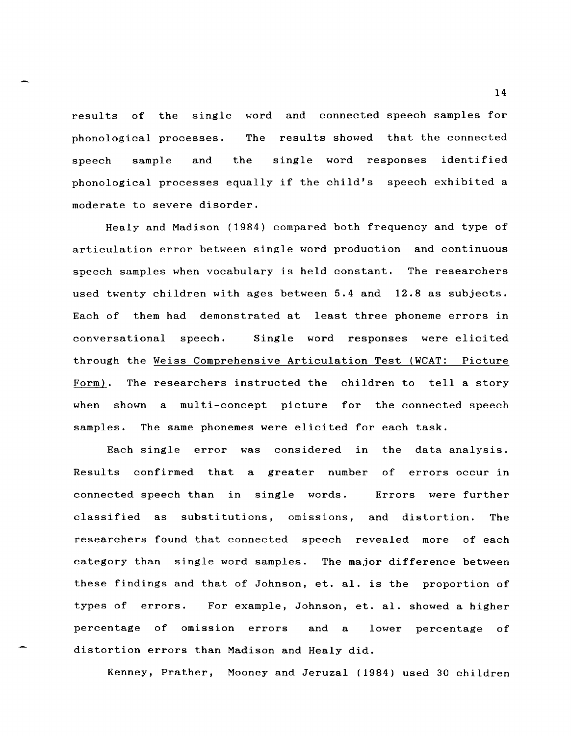results of the single word and connected speech samples for phonological processes. The results showed that the connected speech sample and the single word responses identified phonological processes equally if the child's speech exhibited a moderate to severe disorder.

Healy and Madison (1984) compared both frequency and type of articulation error between single word production and continuous speech samples when vocabulary is held constant. The researchers used twenty children with ages between 5.4 and 12.8 as subjects. Each of them had demonstrated at least three phoneme errors in conversational speech. Single word responses were elicited through the Weiss Comprehensive Articulation Test (WCAT: Picture Form). The researchers instructed the children to tell a story when shown a multi-concept picture for the connected speech samples. The same phonemes were elicited for each task.

Each single error was considered in the data analysis. Results confirmed that a greater number of errors occur in connected speech than in single words. Errors were further classified as substitutions, omissions, and distortion. The researchers found that connected speech revealed more of each category than single word samples. The major difference between these findings and that of Johnson, et. al. is the proportion of types of errors. For example, Johnson, et. al. showed a higher percentage of omission errors and a lower percentage of distortion errors than Madison and Healy did.

Kenney, Prather, Mooney and Jeruzal (1984) used 30 children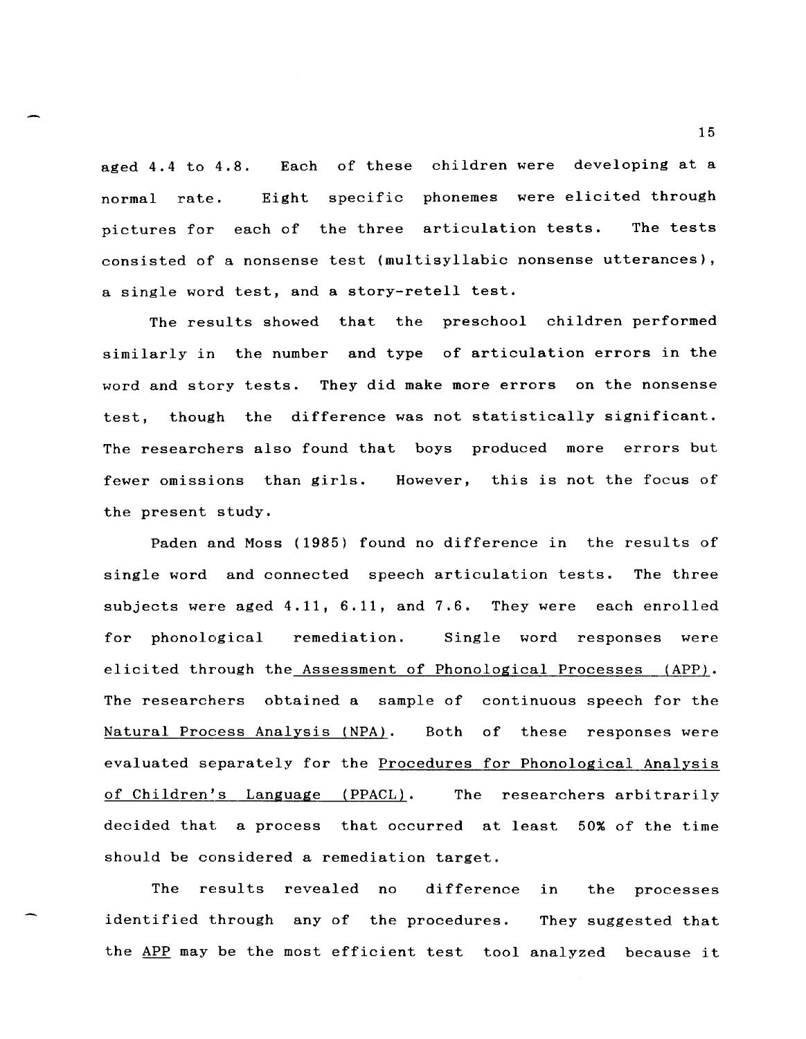aged 4.4 to 4.8. Each of these children were developing at a normal rate. Eight specific phonemes were elicited through pictures for each of the three articulation tests. The tests consisted of a nonsense test (multisyllabic nonsense utterances), a single word test, and a story-retell test.

The results showed that the preschool children performed similarly in the number and type of articulation errors in the word and story tests. They did make more errors on the nonsense test, though the difference was not statistically significant. The researchers also found that boys produced more errors but fewer omissions than girls. However, this is not the focus of the present study.

Paden and Moss (1985) found no difference in the results of single word and connected speech articulation tests. The three subjects were aged 4.11, 6.11, and 7.6. They were each enrolled for phonological remediation. Single word responses were elicited through the Assessment of Phonological Processes (APP). The researchers obtained a sample of continuous speech for the Natural Process Analysis (NPA). Both of these responses were evaluated separately for the Procedures for Phonological Analysis of Children's Language (PPACL). The researchers arbitrarily decided that a process that occurred at least 50% of the time should be considered a remediation target.

The results revealed no difference in the processes identified through any of the procedures. They suggested that the APP may be the most efficient test tool analyzed because it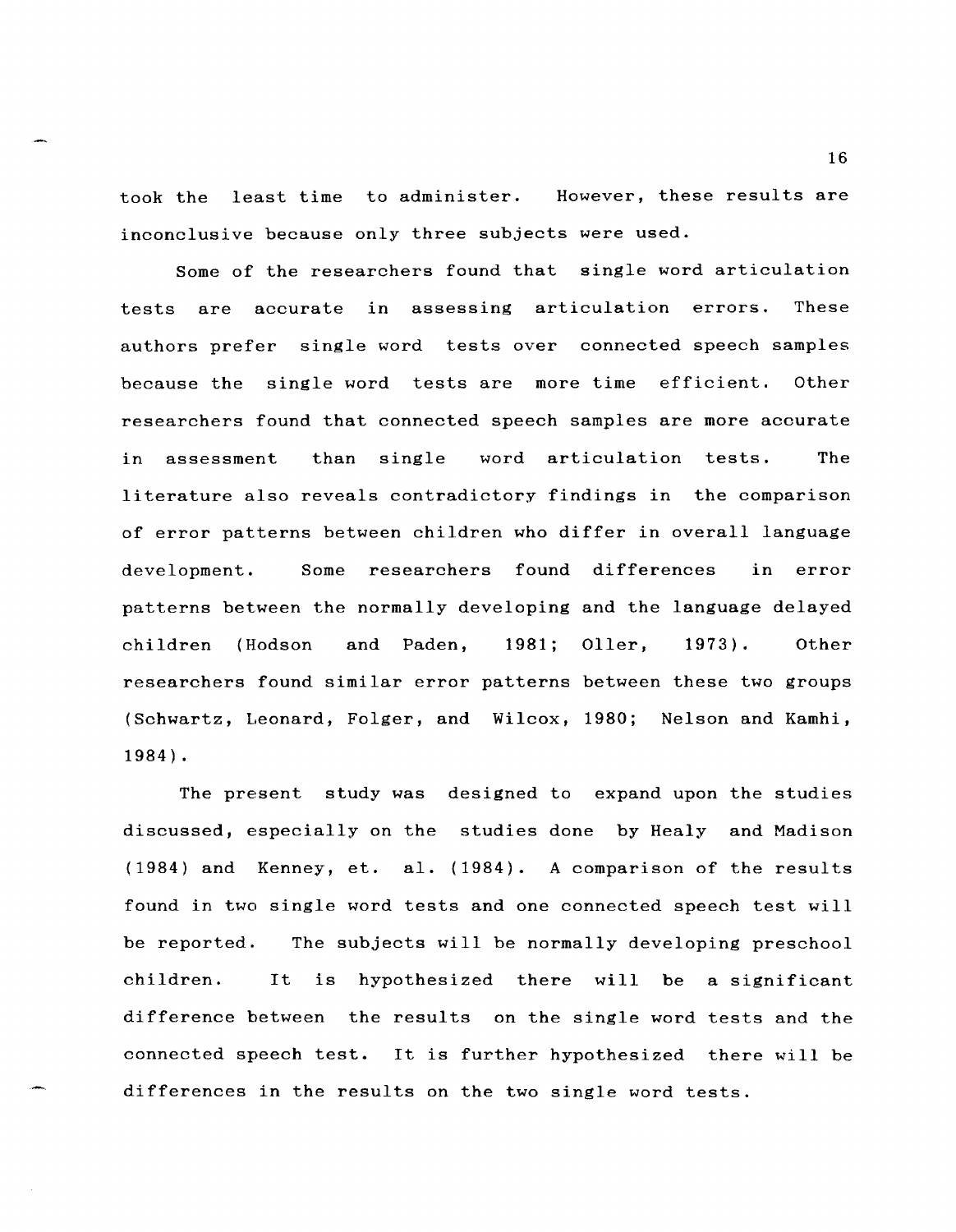took the least time to administer. However, these results are inconclusive because only three subjects were used.

Some of the researchers found that single word articulation tests are accurate in assessing articulation errors. These authors prefer single word tests over connected speech samples because the single word tests are more time efficient. Other researchers found that connected speech samples are more accurate in assessment than single word articulation tests. The literature also reveals contradictory findings in the comparison of error patterns between children who differ in overall language development. Some researchers found differences in error patterns between the normally developing and the language delayed children (Hodson and Paden, 1981; Oller, 1973). Other researchers found similar error patterns between these two groups (Schwartz, Leonard, Folger, and Wilcox, 1980; Nelson and Kamhi, 1984).

The present study was designed to expand upon the studies discussed, especially on the studies done by Healy and Madison (1984) and Kenney, et. al. (1984). A comparison of the results found in two single word tests and one connected speech test will be reported. The subjects will be normally developing preschool children. It is hypothesized there will be a significant difference between the results on the single word tests and the connected speech test. It is further hypothesized there will be differences in the results on the two single word tests.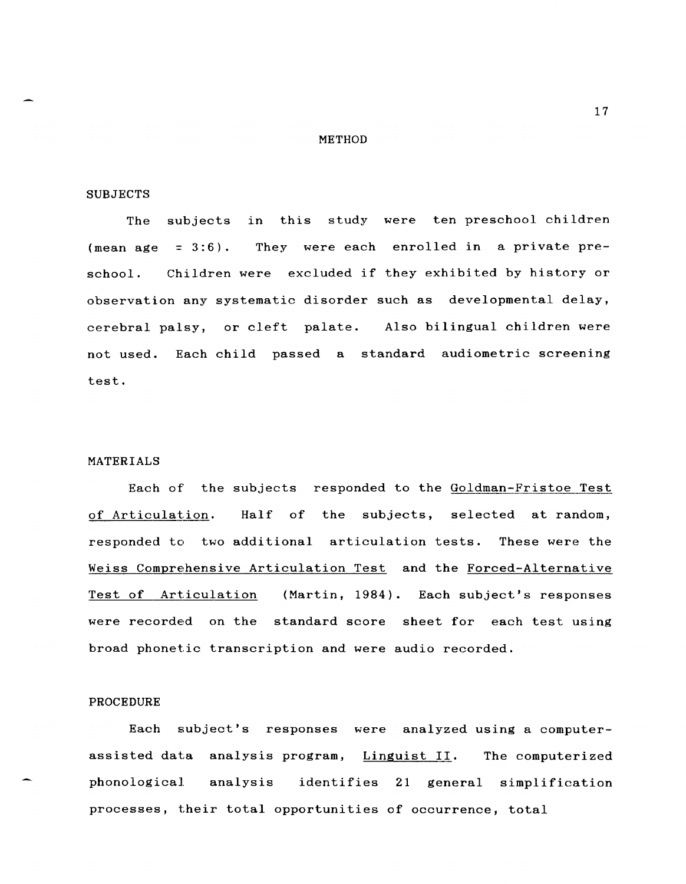# METHOD

## SUBJECTS

The subjects in this study were ten preschool children (mean age = 3:6). They were each enrolled in a private preschool. Children were excluded if they exhibited by history or observation any systematic disorder such as developmental delay, cerebral palsy, or cleft palate. Also bilingual children were not used. Each child passed a standard audiometric screening test.

## MATERIALS

Each of the subjects responded to the Goldman-Fristoe Test of Articulation. Half of the subjects, selected at random, responded to two additional articulation tests. These were the Weiss Comprehensive Articulation Test and the Forced-Alternative Test of Articulation (Martin, 1984). Each subject's responses were recorded on the standard score sheet for each test using broad phonetic transcription and were audio recorded.

## PROCEDURE

Each subject's responses were analyzed using a computer-assisted data analysis program, Linguist II. The computerized phonological analysis identifies 21 general simplification processes, their total opportunities of occurrence, total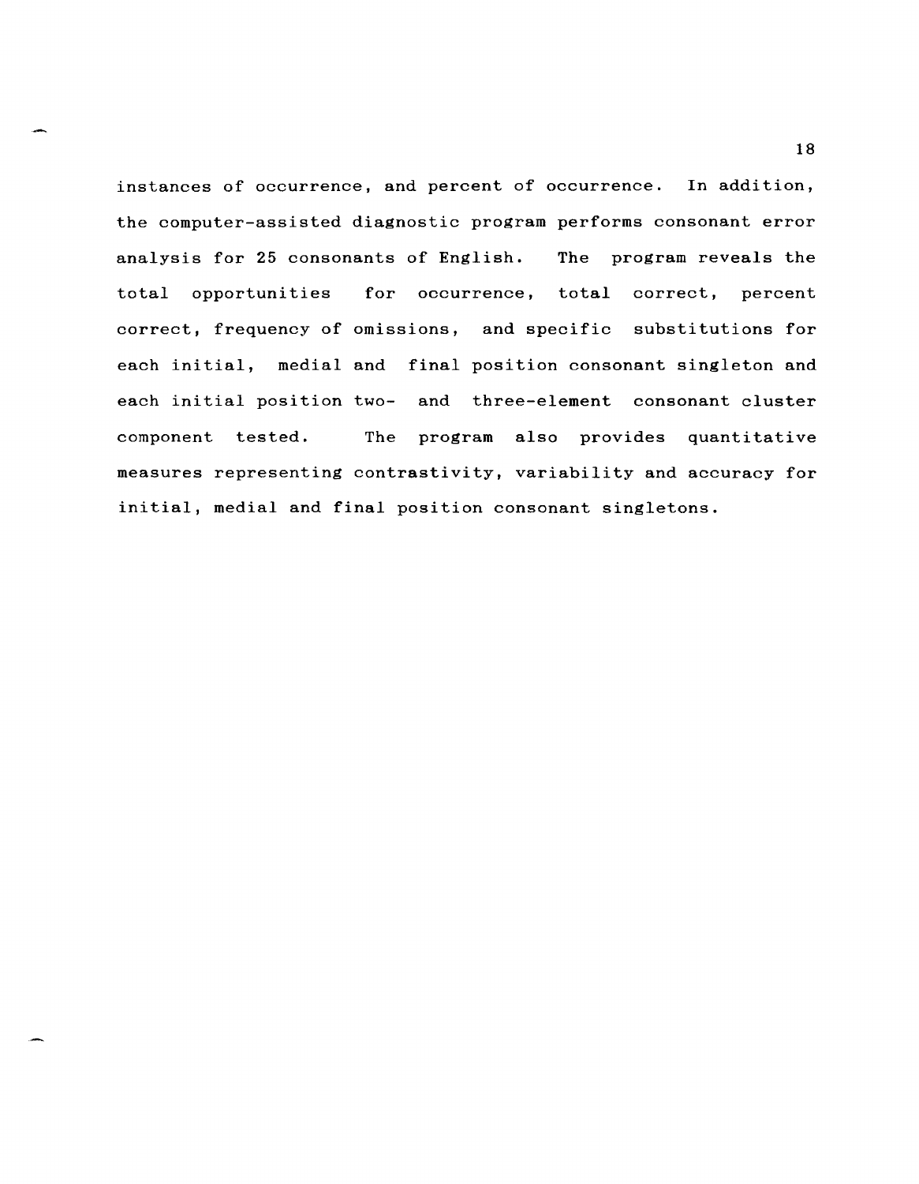instances of occurrence, and percent of occurrence. In addition, the computer-assisted diagnostic program performs consonant error analysis for 25 consonants of English. The program reveals the total opportunities for occurrence, total correct, percent correct, frequency of omissions, and specific substitutions for each initial, medial and final position consonant singleton and each initial position two- and three-element consonant cluster component tested. The program also provides quantitative measures representing contrastivity, variability and accuracy for initial, medial and final position consonant singletons.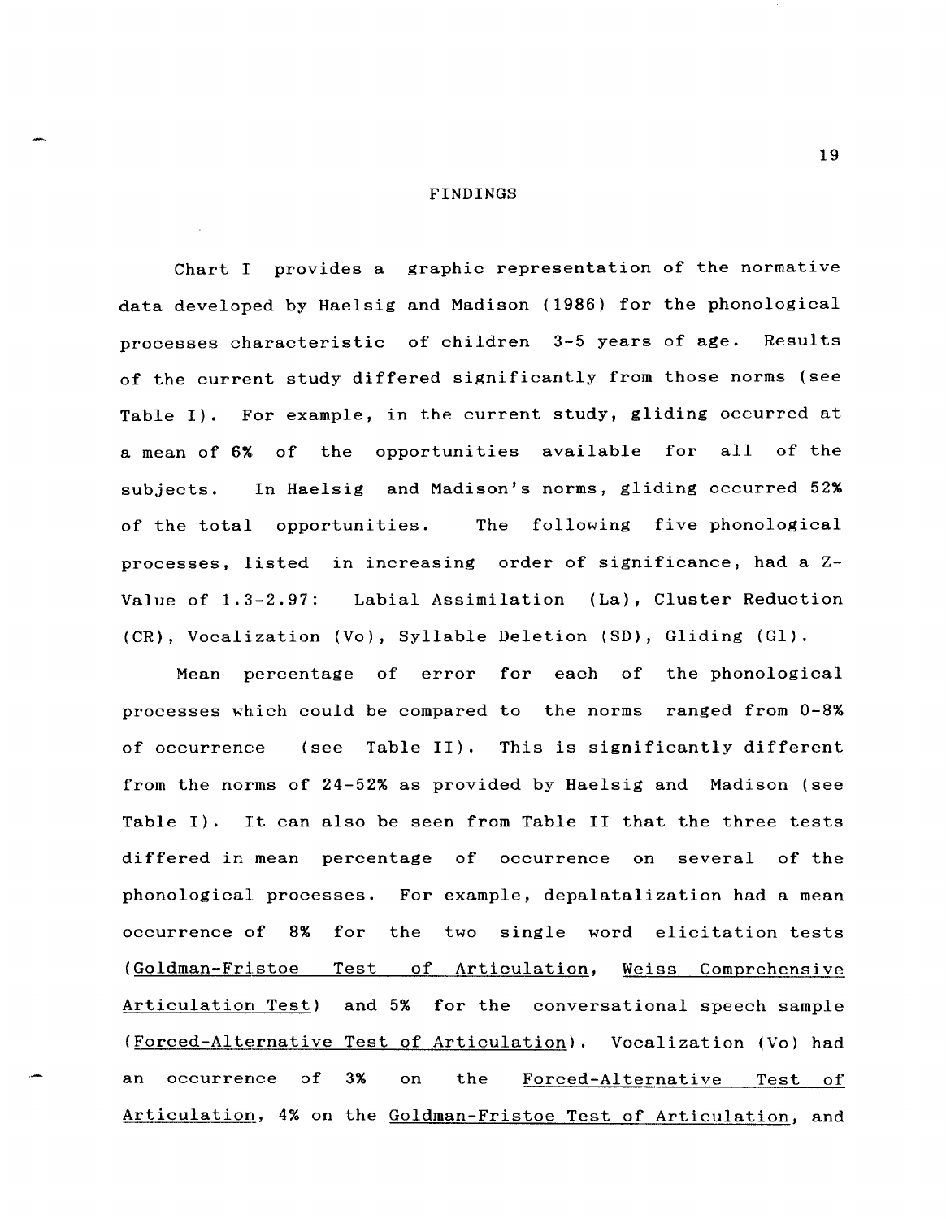# FINDINGS

Chart I provides a graphic representation of the normative data developed by Haelsig and Madison (1986) for the phonological processes characteristic of children 3-5 years of age. Results of the current study differed significantly from those norms (see Table I). For example, in the current study, gliding occurred at a mean of 6% of the opportunities available for all of the subjects. In Haelsig and Madison's norms, gliding occurred 52% of the total opportunities. The following five phonological processes, listed in increasing order of significance, had a Z-Value of 1.3-2.97: Labial Assimilation (La), Cluster Reduction (CR), Vocalization (Vo), Syllable Deletion (SD), Gliding (Gl).

Mean percentage of error for each of the phonological processes which could be compared to the norms ranged from 0-8% of occurrence (see Table II). This is significantly different from the norms of 24-52% as provided by Haelsig and Madison (see Table I). It can also be seen from Table II that the three tests differed in mean percentage of occurrence on several of the phonological processes. For example, depalatalization had a mean occurrence of 8% for the two single word elicitation tests (<u>Goldman-Fristoe Test of Articulation</u>, <u>Weiss Comprehensive Articulation Test</u>) and 5% for the conversational speech sample (<u>Forced-Alternative Test of Articulation</u>). Vocalization (Vo) had an occurrence of 3% on the <u>Forced-Alternative Test of Articulation</u>, 4% on the <u>Goldman-Fristoe Test of Articulation</u>, and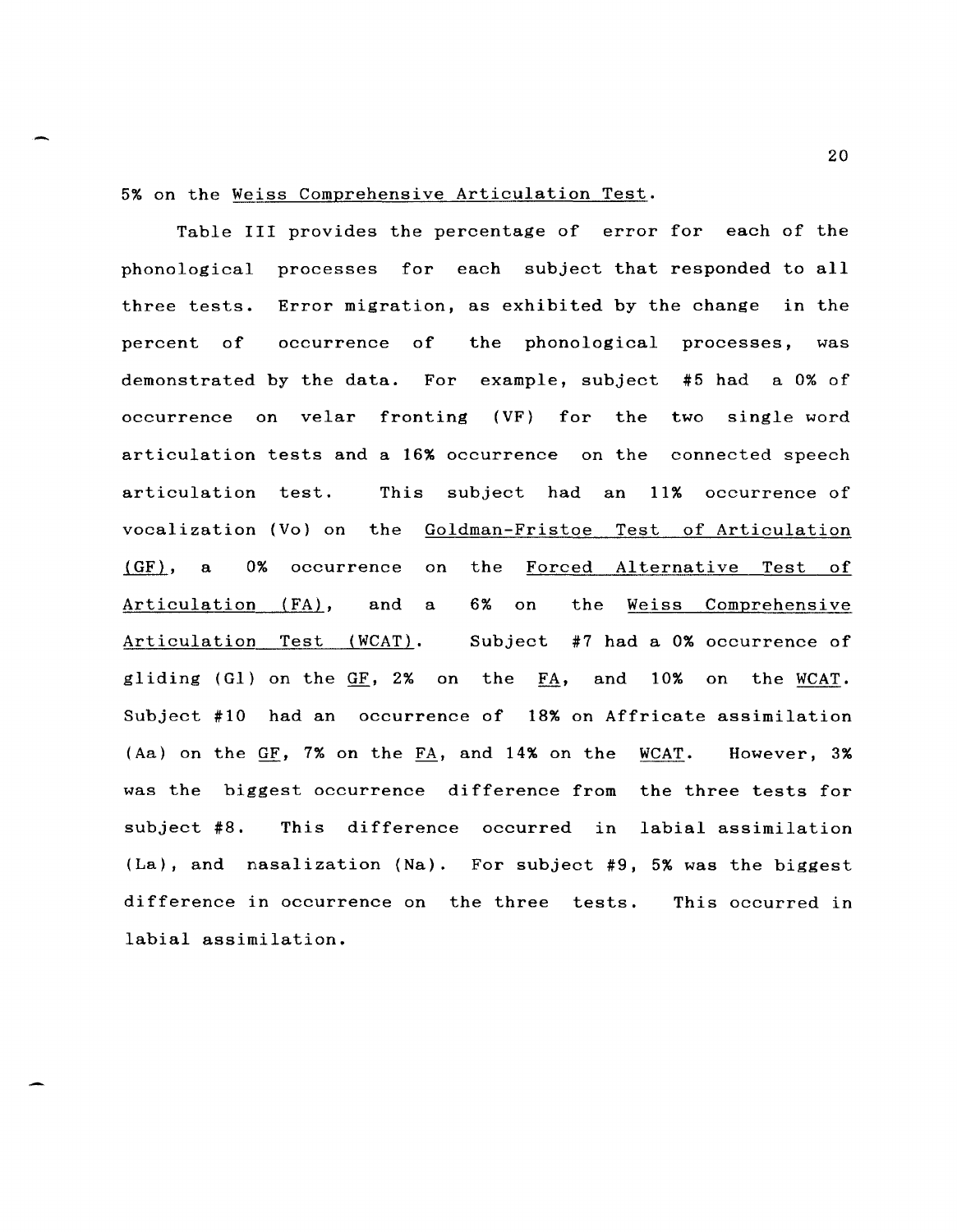5% on the Weiss Comprehensive Articulation Test.

Table III provides the percentage of error for each of the phonological processes for each subject that responded to all three tests. Error migration, as exhibited by the change in the percent of occurrence of the phonological processes, was demonstrated by the data. For example, subject #5 had a 0% of occurrence on velar fronting (VF) for the two single word articulation tests and a 16% occurrence on the connected speech articulation test. This subject had an 11% occurrence of vocalization (Vo) on the Goldman-Fristoe Test of Articulation (GF), a 0% occurrence on the Forced Alternative Test of Articulation (FA), and a 6% on the Weiss Comprehensive Articulation Test (WCAT). Subject #7 had a 0% occurrence of gliding (Gl) on the GF, 2% on the FA, and 10% on the WCAT. Subject #10 had an occurrence of 18% on Affricate assimilation (Aa) on the GF, 7% on the FA, and 14% on the WCAT. However, 3% was the biggest occurrence difference from the three tests for subject #8. This difference occurred in labial assimilation (La), and nasalization (Na). For subject #9, 5% was the biggest difference in occurrence on the three tests. This occurred in labial assimilation.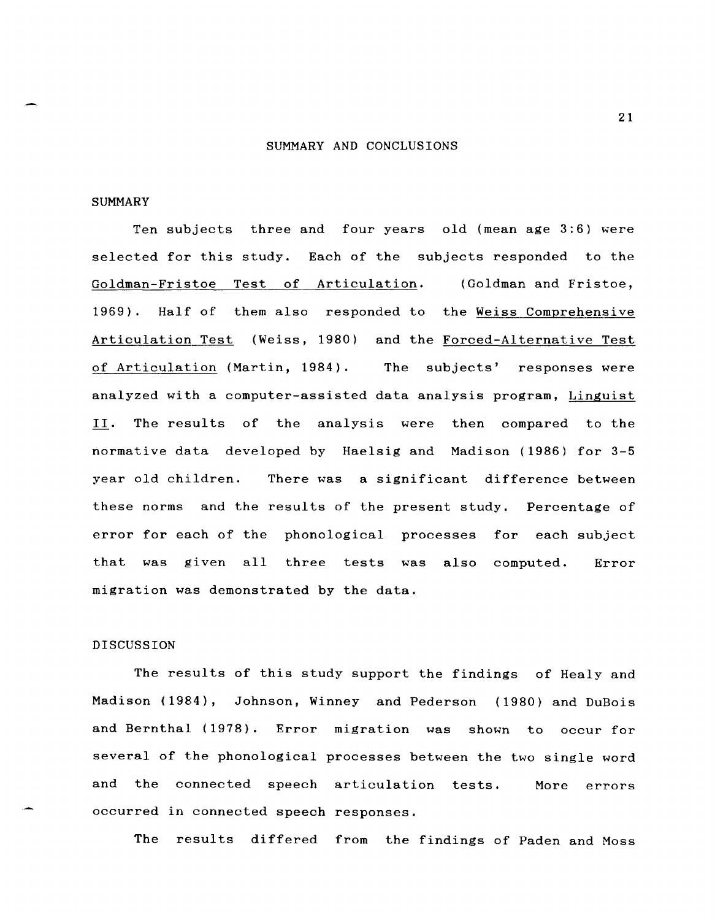# SUMMARY AND CONCLUSIONS

## SUMMARY

Ten subjects three and four years old (mean age 3:6) were selected for this study. Each of the subjects responded to the Goldman-Fristoe Test of Articulation. (Goldman and Fristoe, 1969). Half of them also responded to the Weiss Comprehensive Articulation Test (Weiss, 1980) and the Forced-Alternative Test of Articulation (Martin, 1984). The subjects' responses were analyzed with a computer-assisted data analysis program, Linguist II. The results of the analysis were then compared to the normative data developed by Haelsig and Madison (1986) for 3-5 year old children. There was a significant difference between these norms and the results of the present study. Percentage of error for each of the phonological processes for each subject that was given all three tests was also computed. Error migration was demonstrated by the data.

## DISCUSSION

The results of this study support the findings of Healy and Madison (1984), Johnson, Winney and Pederson (1980) and DuBois and Bernthal (1978). Error migration was shown to occur for several of the phonological processes between the two single word and the connected speech articulation tests. More errors occurred in connected speech responses.

The results differed from the findings of Paden and Moss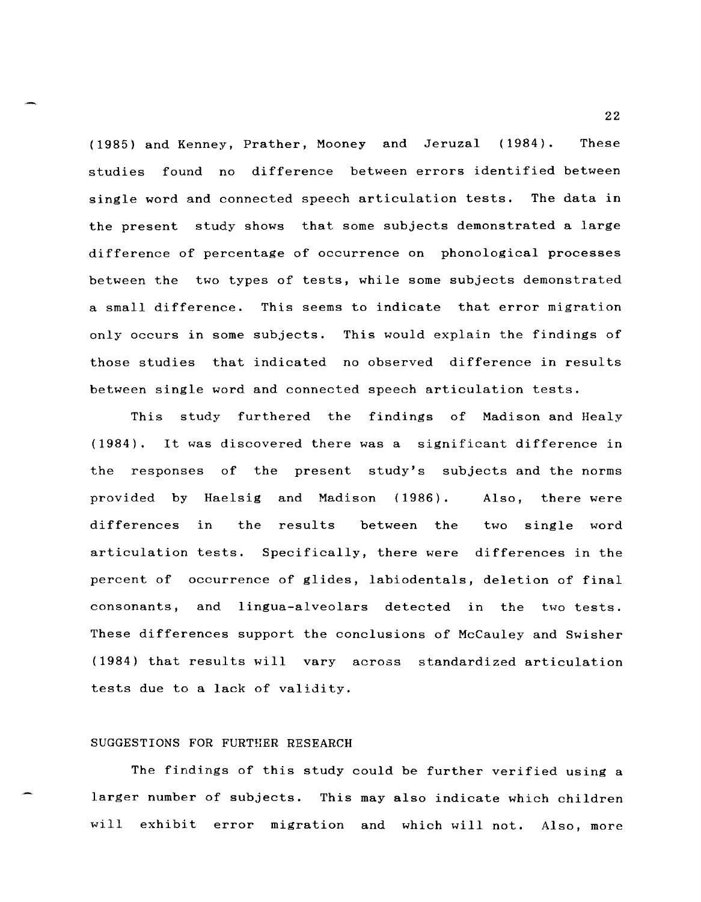(1985) and Kenney, Prather, Mooney and Jeruzal (1984). These studies found no difference between errors identified between single word and connected speech articulation tests. The data in the present study shows that some subjects demonstrated a large difference of percentage of occurrence on phonological processes between the two types of tests, while some subjects demonstrated a small difference. This seems to indicate that error migration only occurs in some subjects. This would explain the findings of those studies that indicated no observed difference in results between single word and connected speech articulation tests.

This study furthered the findings of Madison and Healy (1984). It was discovered there was a significant difference in the responses of the present study's subjects and the norms provided by Haelsig and Madison (1986). Also, there were differences in the results between the two single word articulation tests. Specifically, there were differences in the percent of occurrence of glides, labiodentals, deletion of final consonants, and lingua-alveolars detected in the two tests. These differences support the conclusions of McCauley and Swisher (1984) that results will vary across standardized articulation tests due to a lack of validity.

## SUGGESTIONS FOR FURTHER RESEARCH

The findings of this study could be further verified using a larger number of subjects. This may also indicate which children will exhibit error migration and which will not. Also, more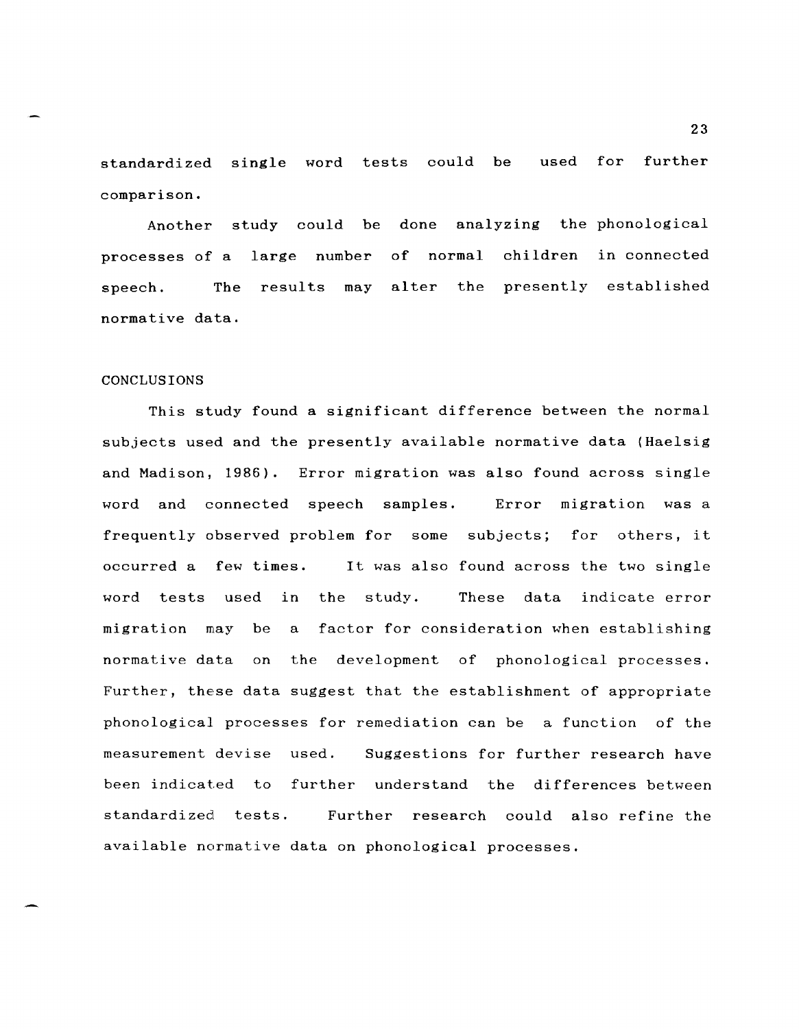standardized single word tests could be used for further comparison.

Another study could be done analyzing the phonological processes of a large number of normal children in connected speech. The results may alter the presently established normative data.

## CONCLUSIONS

This study found a significant difference between the normal subjects used and the presently available normative data (Haelsig and Madison, 1986). Error migration was also found across single word and connected speech samples. Error migration was a frequently observed problem for some subjects; for others, it occurred a few times. It was also found across the two single word tests used in the study. These data indicate error migration may be a factor for consideration when establishing normative data on the development of phonological processes. Further, these data suggest that the establishment of appropriate phonological processes for remediation can be a function of the measurement devise used. Suggestions for further research have been indicated to further understand the differences between standardized tests. Further research could also refine the available normative data on phonological processes.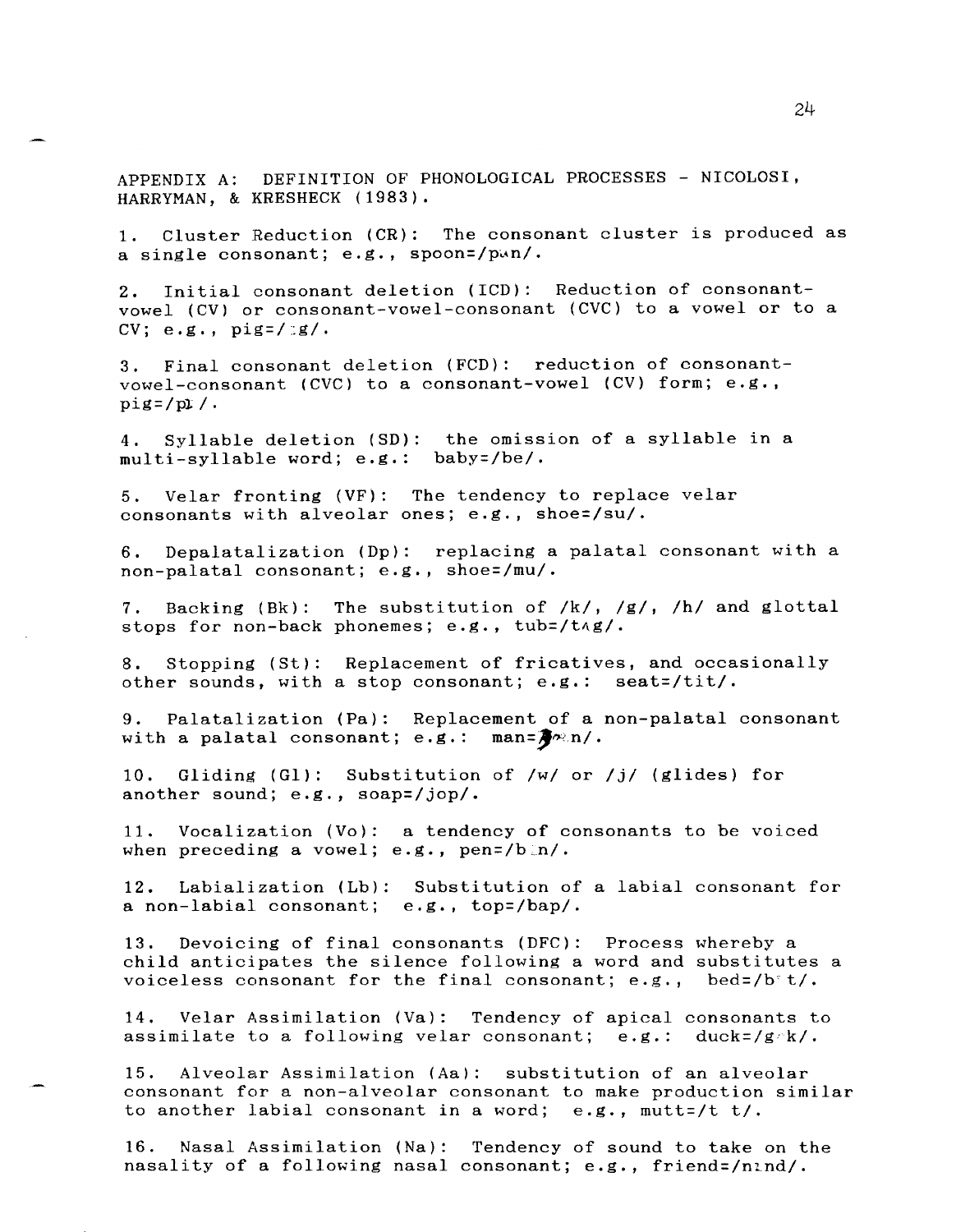APPENDIX A: DEFINITION OF PHONOLOGICAL PROCESSES - NICOLOSI, HARRYMAN, & KRESHECK (1983).

1. Cluster Reduction (CR): The consonant cluster is produced as a single consonant; e.g., spoon=/pun/.

2. Initial consonant deletion (ICD): Reduction of consonant-vowel (CV) or consonant-vowel-consonant (CVC) to a vowel or to a CV; e.g., pig=/ɪg/.

3. Final consonant deletion (FCD): reduction of consonant-vowel-consonant (CVC) to a consonant-vowel (CV) form; e.g., pig=/pɪ/.

4. Syllable deletion (SD): the omission of a syllable in a multi-syllable word; e.g.: baby=/be/.

5. Velar fronting (VF): The tendency to replace velar consonants with alveolar ones; e.g., shoe=/su/.

6. Depalatalization (Dp): replacing a palatal consonant with a non-palatal consonant; e.g., shoe=/mu/.

7. Backing (Bk): The substitution of /k/, /g/, /h/ and glottal stops for non-back phonemes; e.g., tub=/tʌg/.

8. Stopping (St): Replacement of fricatives, and occasionally other sounds, with a stop consonant; e.g.: seat=/tit/.

9. Palatalization (Pa): Replacement of a non-palatal consonant with a palatal consonant; e.g.: man=/ʃæn/.

10. Gliding (Gl): Substitution of /w/ or /j/ (glides) for another sound; e.g., soap=/jop/.

11. Vocalization (Vo): a tendency of consonants to be voiced when preceding a vowel; e.g., pen=/bɛn/.

12. Labialization (Lb): Substitution of a labial consonant for a non-labial consonant; e.g., top=/bap/.

13. Devoicing of final consonants (DFC): Process whereby a child anticipates the silence following a word and substitutes a voiceless consonant for the final consonant; e.g., bed=/bɛt/.

14. Velar Assimilation (Va): Tendency of apical consonants to assimilate to a following velar consonant; e.g.: duck=/gʌk/.

15. Alveolar Assimilation (Aa): substitution of an alveolar consonant for a non-alveolar consonant to make production similar to another labial consonant in a word; e.g., mutt=/t t/.

16. Nasal Assimilation (Na): Tendency of sound to take on the nasality of a following nasal consonant; e.g., friend=/nɛnd/.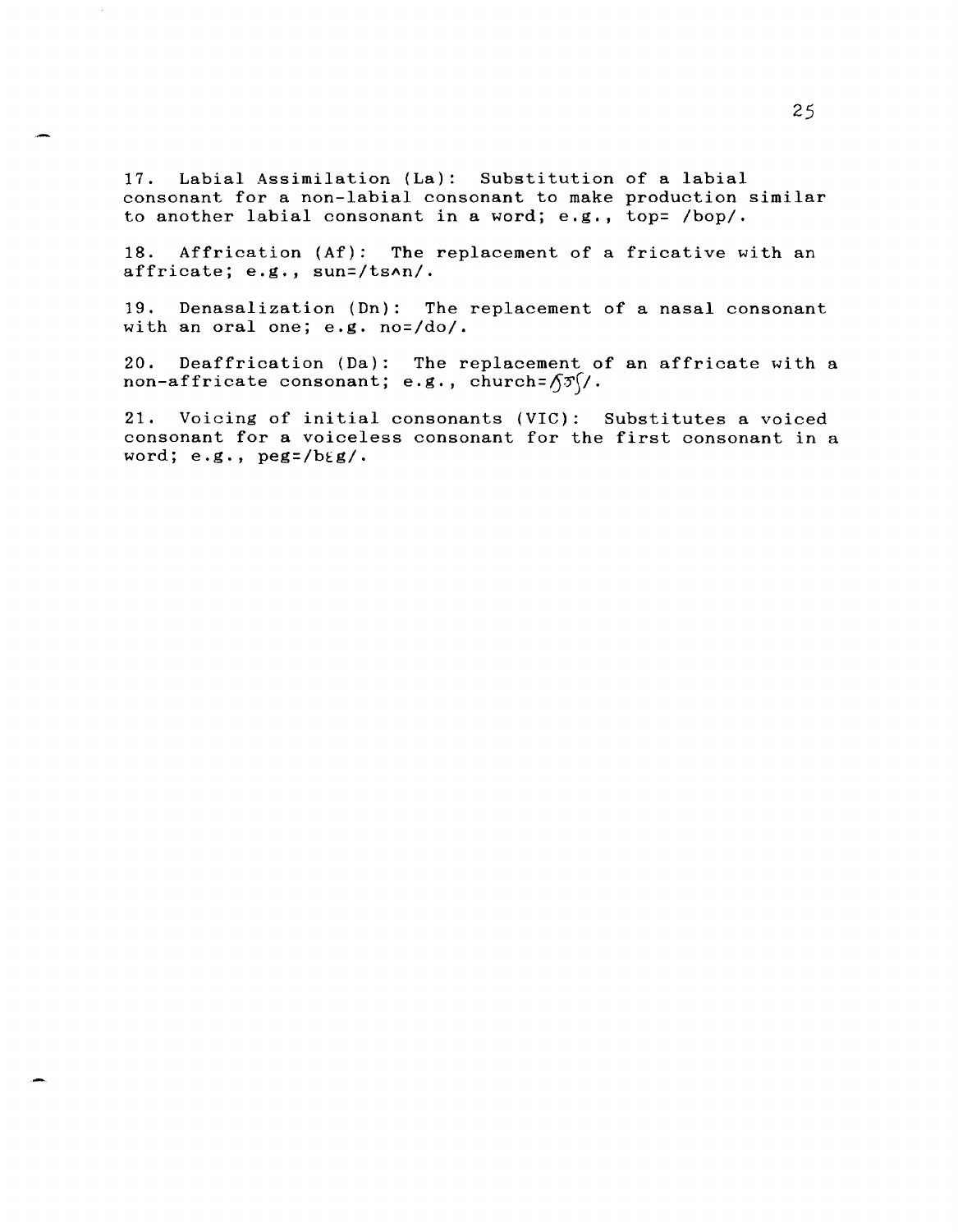17. Labial Assimilation (La): Substitution of a labial consonant for a non-labial consonant to make production similar to another labial consonant in a word; e.g., top= /bop/.

18. Affrication (Af): The replacement of a fricative with an affricate; e.g., sun=/tsʌn/.

19. Denasalization (Dn): The replacement of a nasal consonant with an oral one; e.g. no=/do/.

20. Deaffrication (Da): The replacement of an affricate with a non-affricate consonant; e.g., church=/ʃɝʃ/.

21. Voicing of initial consonants (VIC): Substitutes a voiced consonant for a voiceless consonant for the first consonant in a word; e.g., peg=/bɛg/.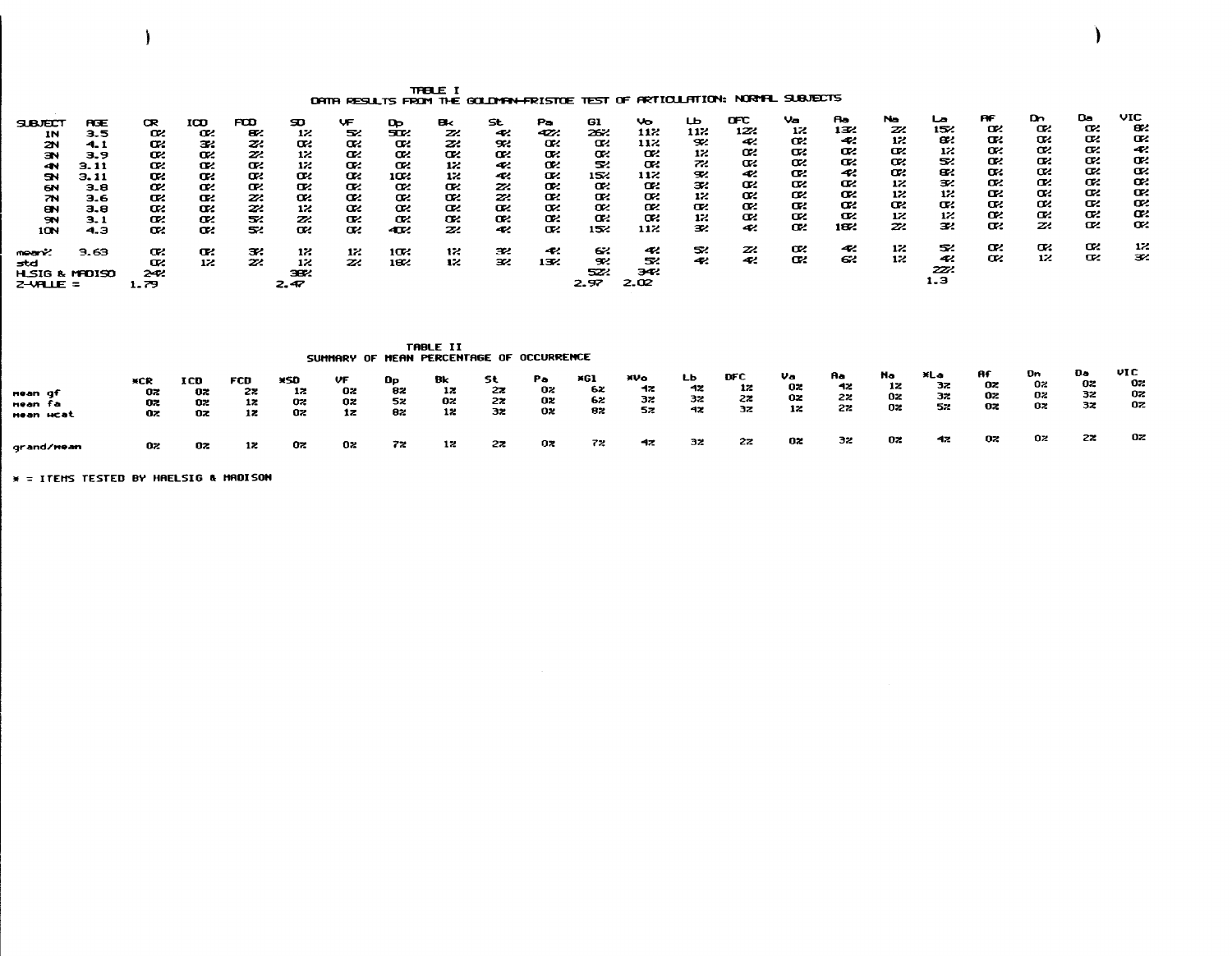## TABLE I
### DATA RESULTS FROM THE GOLDMAN-FRISTOE TEST OF ARTICULATION: NORMAL SUBJECTS

| SUBJECT | AGE | CR | ICD | FCD | SD | VF | Dp | Bk | St | Pa | Gl | Vo | Lb | DFC | Va | Aa | Na | La | AF | Dn | Da | VIC |
|---|---|---|---|---|---|---|---|---|---|---|---|---|---|---|---|---|---|---|---|---|---|---|
| 1N | 3.5 | 0% | 0% | 8% | 1% | 5% | 50% | 2% | 4% | 42% | 26% | 11% | 11% | 12% | 1% | 13% | 2% | 15% | 0% | 0% | 0% | 8% |
| 2N | 4.1 | 0% | 3% | 2% | 0% | 0% | 0% | 2% | 9% | 0% | 0% | 11% | 9% | 4% | 0% | 4% | 1% | 8% | 0% | 0% | 0% | 0% |
| 3N | 3.9 | 0% | 0% | 2% | 1% | 0% | 0% | 0% | 0% | 0% | 0% | 0% | 1% | 0% | 0% | 0% | 0% | 1% | 0% | 0% | 0% | 4% |
| 4N | 3.11 | 0% | 0% | 0% | 1% | 0% | 0% | 1% | 4% | 0% | 5% | 0% | 7% | 0% | 0% | 0% | 0% | 5% | 0% | 0% | 0% | 0% |
| 5N | 3.11 | 0% | 0% | 0% | 0% | 0% | 10% | 1% | 4% | 0% | 15% | 11% | 9% | 4% | 0% | 4% | 0% | 8% | 0% | 0% | 0% | 0% |
| 6N | 3.8 | 0% | 0% | 0% | 0% | 0% | 0% | 0% | 2% | 0% | 0% | 0% | 3% | 0% | 0% | 0% | 1% | 3% | 0% | 0% | 0% | 0% |
| 7N | 3.6 | 0% | 0% | 2% | 0% | 0% | 0% | 0% | 2% | 0% | 0% | 0% | 1% | 0% | 0% | 0% | 1% | 1% | 0% | 0% | 0% | 0% |
| 8N | 3.8 | 0% | 0% | 2% | 1% | 0% | 0% | 0% | 0% | 0% | 0% | 0% | 0% | 0% | 0% | 0% | 0% | 0% | 0% | 0% | 0% | 0% |
| 9N | 3.1 | 0% | 0% | 5% | 2% | 0% | 0% | 0% | 0% | 0% | 0% | 0% | 1% | 0% | 0% | 0% | 1% | 1% | 0% | 0% | 0% | 0% |
| 10N | 4.3 | 0% | 0% | 5% | 0% | 0% | 40% | 2% | 4% | 0% | 15% | 11% | 3% | 4% | 0% | 18% | 2% | 3% | 0% | 2% | 0% | 0% |
| mean% | 3.63 | 0% | 0% | 3% | 1% | 1% | 10% | 1% | 3% | 4% | 6% | 4% | 5% | 2% | 0% | 4% | 1% | 5% | 0% | 0% | 0% | 1% |
| std | | 0% | 1% | 2% | 1% | 2% | 18% | 1% | 3% | 13% | 9% | 5% | 4% | 4% | 0% | 6% | 1% | 4% | 0% | 1% | 0% | 3% |
| HLSIG & MADISO | | 24% | | | 38% | | | | | | 52% | 34% | | | | | | 22% | | | | |
| Z-VALUE = | | 1.79 | | | 2.47 | | | | | | 2.97 | 2.02 | | | | | | 1.3 | | | | |

## TABLE II
### SUMMARY OF MEAN PERCENTAGE OF OCCURRENCE

| | *CR | ICD | FCD | *SD | VF | Dp | Bk | St | Pa | *Gl | *Vo | Lb | DFC | Va | Aa | Na | *La | AF | Dn | Da | VIC |
|---|---|---|---|---|---|---|---|---|---|---|---|---|---|---|---|---|---|---|---|---|---|
| mean gf | 0% | 0% | 2% | 1% | 0% | 8% | 1% | 2% | 0% | 6% | 4% | 4% | 1% | 0% | 4% | 1% | 3% | 0% | 0% | 0% | 0% |
| mean fa | 0% | 0% | 1% | 0% | 0% | 5% | 0% | 2% | 0% | 6% | 3% | 3% | 2% | 0% | 2% | 0% | 3% | 0% | 0% | 3% | 0% |
| mean wcat | 0% | 0% | 1% | 0% | 1% | 8% | 1% | 3% | 0% | 8% | 5% | 4% | 3% | 1% | 2% | 0% | 5% | 0% | 0% | 3% | 0% |
| grand/mean | 0% | 0% | 1% | 0% | 0% | 7% | 1% | 2% | 0% | 7% | 4% | 3% | 2% | 0% | 3% | 0% | 4% | 0% | 0% | 2% | 0% |

* = ITEMS TESTED BY HAELSIG & MADISON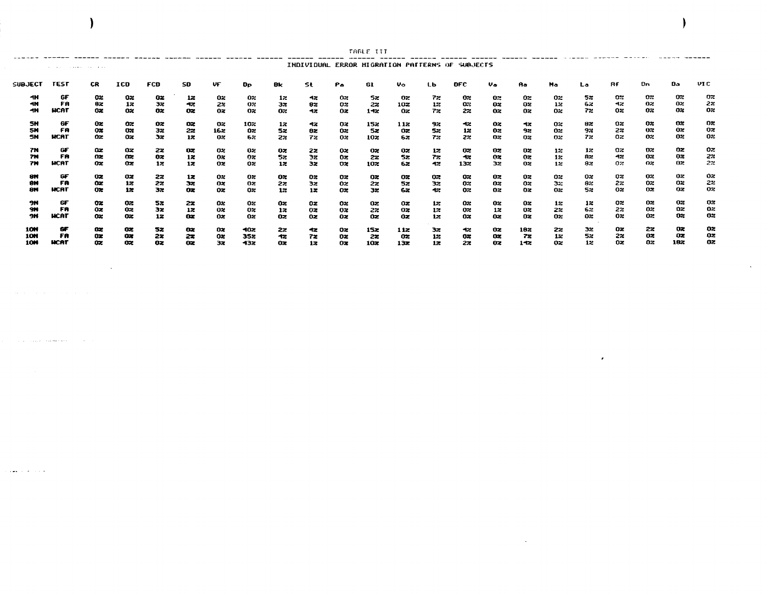TABLE III

INDIVIDUAL ERROR MIGRATION PATTERNS OF SUBJECTS

| SUBJECT | TEST | CR | ICD | FCD | SD | VF | Dp | Bk | St | Pa | Gl | Vo | Lb | OFC | Va | Aa | Ma | La | Af | Dn | Da | VIC |
|---|---|---|---|---|---|---|---|---|---|---|---|---|---|---|---|---|---|---|---|---|---|---|
| 4N | GF | 0% | 0% | 0% | 1% | 0% | 0% | 1% | 4% | 0% | 5% | 0% | 7% | 0% | 0% | 0% | 0% | 5% | 0% | 0% | 0% | 0% |
| 4N | FA | 8% | 1% | 3% | 4% | 2% | 0% | 3% | 8% | 0% | 2% | 10% | 1% | 0% | 0% | 0% | 1% | 6% | 4% | 0% | 0% | 2% |
| 4N | WCAT | 0% | 0% | 0% | 0% | 0% | 0% | 0% | 4% | 0% | 14% | 0% | 7% | 2% | 0% | 0% | 0% | 7% | 0% | 0% | 0% | 0% |
| 5N | GF | 0% | 0% | 0% | 0% | 0% | 10% | 1% | 4% | 0% | 15% | 11% | 9% | 4% | 0% | 4% | 0% | 8% | 0% | 0% | 0% | 0% |
| 5N | FA | 0% | 0% | 3% | 2% | 16% | 0% | 5% | 8% | 0% | 5% | 0% | 5% | 1% | 0% | 9% | 0% | 9% | 2% | 0% | 0% | 0% |
| 5N | WCAT | 0% | 0% | 3% | 1% | 0% | 6% | 2% | 7% | 0% | 10% | 6% | 7% | 2% | 0% | 0% | 0% | 7% | 0% | 0% | 0% | 0% |
| 7N | GF | 0% | 0% | 2% | 0% | 0% | 0% | 0% | 2% | 0% | 0% | 0% | 1% | 0% | 0% | 0% | 1% | 1% | 0% | 0% | 0% | 0% |
| 7N | FA | 0% | 0% | 0% | 1% | 0% | 0% | 5% | 3% | 0% | 2% | 5% | 7% | 4% | 0% | 0% | 1% | 8% | 4% | 0% | 0% | 2% |
| 7N | WCAT | 0% | 0% | 1% | 1% | 0% | 0% | 1% | 3% | 0% | 10% | 6% | 4% | 13% | 3% | 0% | 1% | 8% | 0% | 0% | 0% | 2% |
| 8N | GF | 0% | 0% | 2% | 1% | 0% | 0% | 0% | 0% | 0% | 0% | 0% | 0% | 0% | 0% | 0% | 0% | 0% | 0% | 0% | 0% | 0% |
| 8N | FA | 0% | 1% | 2% | 3% | 0% | 0% | 2% | 3% | 0% | 2% | 5% | 3% | 0% | 0% | 0% | 3% | 8% | 2% | 0% | 0% | 2% |
| 8N | WCAT | 0% | 1% | 3% | 0% | 0% | 0% | 1% | 1% | 0% | 3% | 6% | 4% | 0% | 0% | 0% | 0% | 5% | 0% | 0% | 0% | 0% |
| 9N | GF | 0% | 0% | 5% | 2% | 0% | 0% | 0% | 0% | 0% | 0% | 0% | 1% | 0% | 0% | 0% | 1% | 1% | 0% | 0% | 0% | 0% |
| 9N | FA | 0% | 0% | 3% | 1% | 0% | 0% | 1% | 0% | 0% | 2% | 0% | 1% | 0% | 1% | 0% | 2% | 6% | 2% | 0% | 0% | 0% |
| 9N | WCAT | 0% | 0% | 1% | 0% | 0% | 0% | 0% | 0% | 0% | 0% | 0% | 1% | 0% | 0% | 0% | 0% | 0% | 0% | 0% | 0% | 0% |
| 10N | GF | 0% | 0% | 5% | 0% | 0% | 40% | 2% | 4% | 0% | 15% | 11% | 3% | 4% | 0% | 18% | 2% | 3% | 0% | 2% | 0% | 0% |
| 10N | FA | 0% | 0% | 2% | 2% | 0% | 35% | 4% | 7% | 0% | 2% | 0% | 1% | 0% | 0% | 7% | 1% | 5% | 2% | 0% | 0% | 0% |
| 10N | WCAT | 0% | 0% | 0% | 0% | 3% | 43% | 0% | 1% | 0% | 10% | 13% | 1% | 2% | 0% | 14% | 0% | 1% | 0% | 0% | 18% | 0% |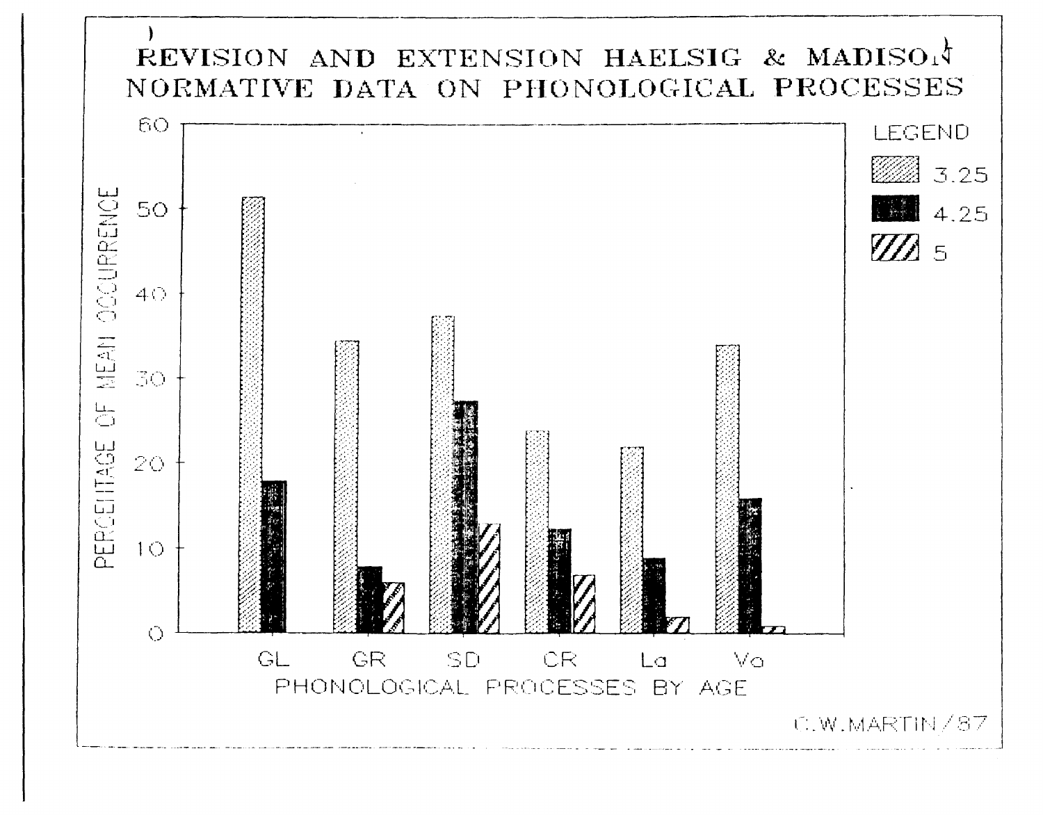# REVISION AND EXTENSION HAELSIG & MADISON NORMATIVE DATA ON PHONOLOGICAL PROCESSES

LEGEND

- 3.25
- 4.25
- 5

PERCENTAGE OF MEAN OCCURRENCE

PHONOLOGICAL PROCESSES BY AGE

GL GR SD CR La Vo

C.W.MARTIN/87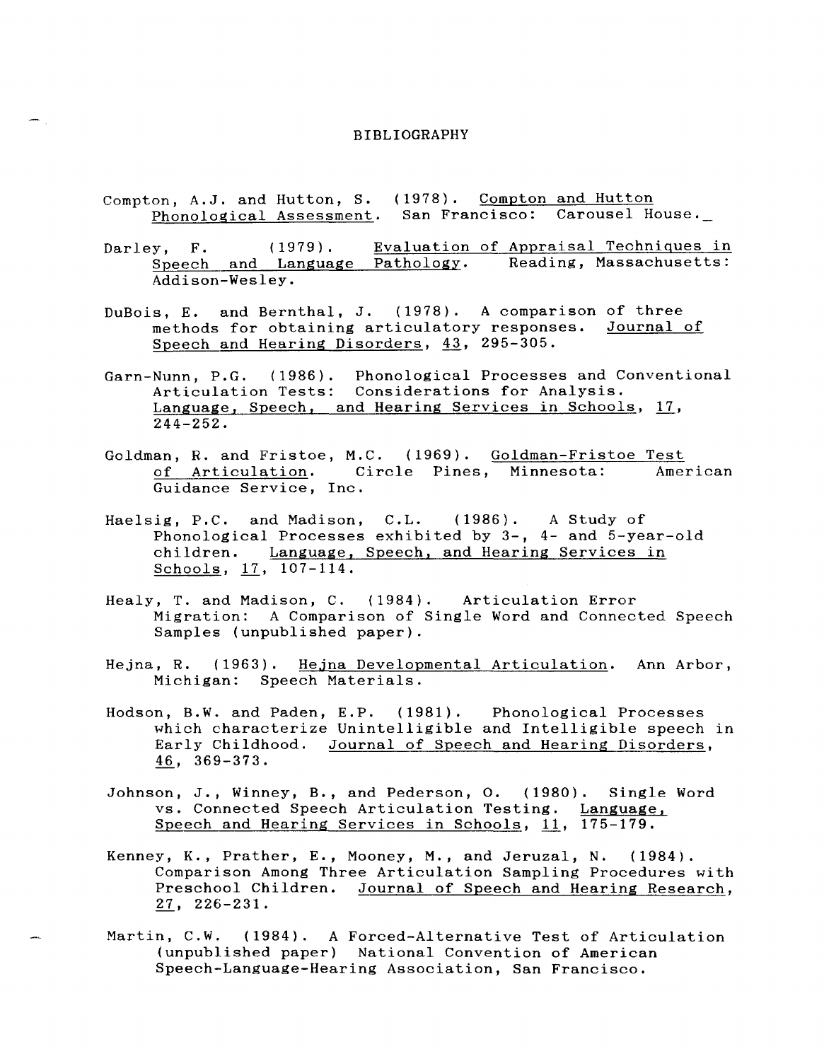# BIBLIOGRAPHY

Compton, A.J. and Hutton, S. (1978). Compton and Hutton Phonological Assessment. San Francisco: Carousel House.

Darley, F. (1979). Evaluation of Appraisal Techniques in Speech and Language Pathology. Reading, Massachusetts: Addison-Wesley.

DuBois, E. and Bernthal, J. (1978). A comparison of three methods for obtaining articulatory responses. Journal of Speech and Hearing Disorders, 43, 295-305.

Garn-Nunn, P.G. (1986). Phonological Processes and Conventional Articulation Tests: Considerations for Analysis. Language, Speech, and Hearing Services in Schools, 17, 244-252.

Goldman, R. and Fristoe, M.C. (1969). Goldman-Fristoe Test of Articulation. Circle Pines, Minnesota: American Guidance Service, Inc.

Haelsig, P.C. and Madison, C.L. (1986). A Study of Phonological Processes exhibited by 3-, 4- and 5-year-old children. Language, Speech, and Hearing Services in Schools, 17, 107-114.

Healy, T. and Madison, C. (1984). Articulation Error Migration: A Comparison of Single Word and Connected Speech Samples (unpublished paper).

Hejna, R. (1963). Hejna Developmental Articulation. Ann Arbor, Michigan: Speech Materials.

Hodson, B.W. and Paden, E.P. (1981). Phonological Processes which characterize Unintelligible and Intelligible speech in Early Childhood. Journal of Speech and Hearing Disorders, 46, 369-373.

Johnson, J., Winney, B., and Pederson, O. (1980). Single Word vs. Connected Speech Articulation Testing. Language, Speech and Hearing Services in Schools, 11, 175-179.

Kenney, K., Prather, E., Mooney, M., and Jeruzal, N. (1984). Comparison Among Three Articulation Sampling Procedures with Preschool Children. Journal of Speech and Hearing Research, 27, 226-231.

Martin, C.W. (1984). A Forced-Alternative Test of Articulation (unpublished paper) National Convention of American Speech-Language-Hearing Association, San Francisco.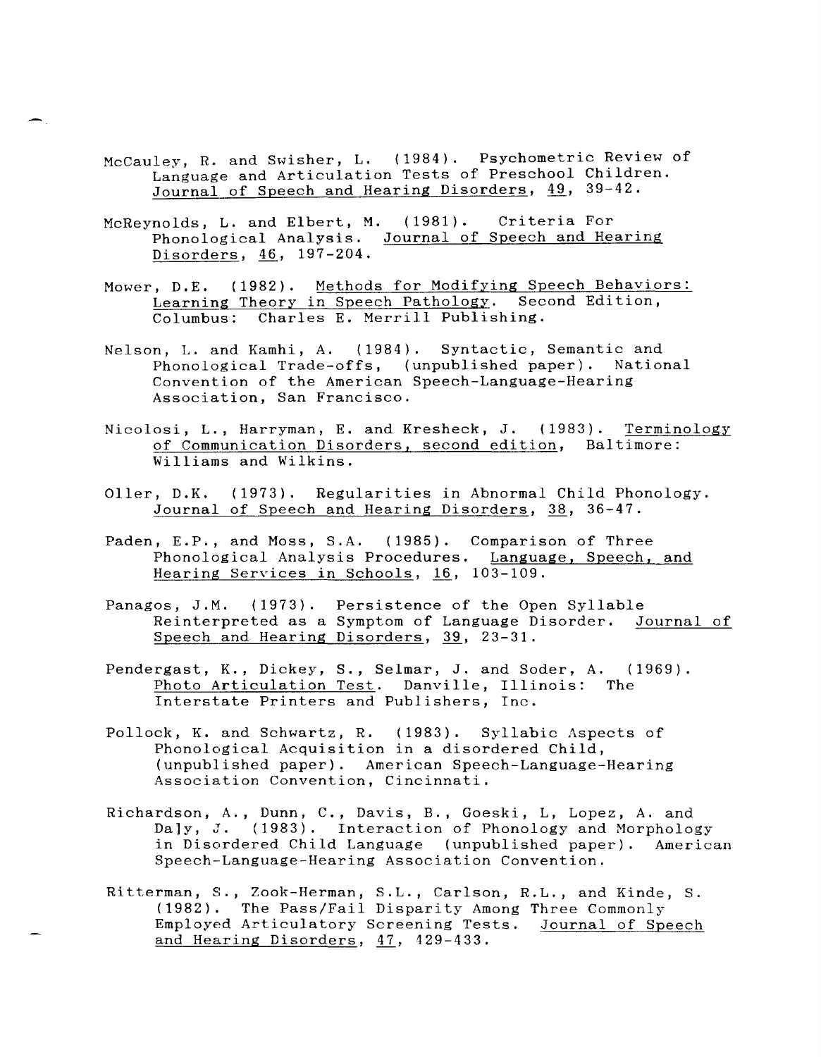McCauley, R. and Swisher, L. (1984). Psychometric Review of Language and Articulation Tests of Preschool Children. Journal of Speech and Hearing Disorders, 49, 39-42.

McReynolds, L. and Elbert, M. (1981). Criteria For Phonological Analysis. Journal of Speech and Hearing Disorders, 46, 197-204.

Mower, D.E. (1982). Methods for Modifying Speech Behaviors: Learning Theory in Speech Pathology. Second Edition, Columbus: Charles E. Merrill Publishing.

Nelson, L. and Kamhi, A. (1984). Syntactic, Semantic and Phonological Trade-offs, (unpublished paper). National Convention of the American Speech-Language-Hearing Association, San Francisco.

Nicolosi, L., Harryman, E. and Kresheck, J. (1983). Terminology of Communication Disorders, second edition, Baltimore: Williams and Wilkins.

Oller, D.K. (1973). Regularities in Abnormal Child Phonology. Journal of Speech and Hearing Disorders, 38, 36-47.

Paden, E.P., and Moss, S.A. (1985). Comparison of Three Phonological Analysis Procedures. Language, Speech, and Hearing Services in Schools, 16, 103-109.

Panagos, J.M. (1973). Persistence of the Open Syllable Reinterpreted as a Symptom of Language Disorder. Journal of Speech and Hearing Disorders, 39, 23-31.

Pendergast, K., Dickey, S., Selmar, J. and Soder, A. (1969). Photo Articulation Test. Danville, Illinois: The Interstate Printers and Publishers, Inc.

Pollock, K. and Schwartz, R. (1983). Syllabic Aspects of Phonological Acquisition in a disordered Child, (unpublished paper). American Speech-Language-Hearing Association Convention, Cincinnati.

Richardson, A., Dunn, C., Davis, B., Goeski, L, Lopez, A. and Daly, J. (1983). Interaction of Phonology and Morphology in Disordered Child Language (unpublished paper). American Speech-Language-Hearing Association Convention.

Ritterman, S., Zook-Herman, S.L., Carlson, R.L., and Kinde, S. (1982). The Pass/Fail Disparity Among Three Commonly Employed Articulatory Screening Tests. Journal of Speech and Hearing Disorders, 47, 429-433.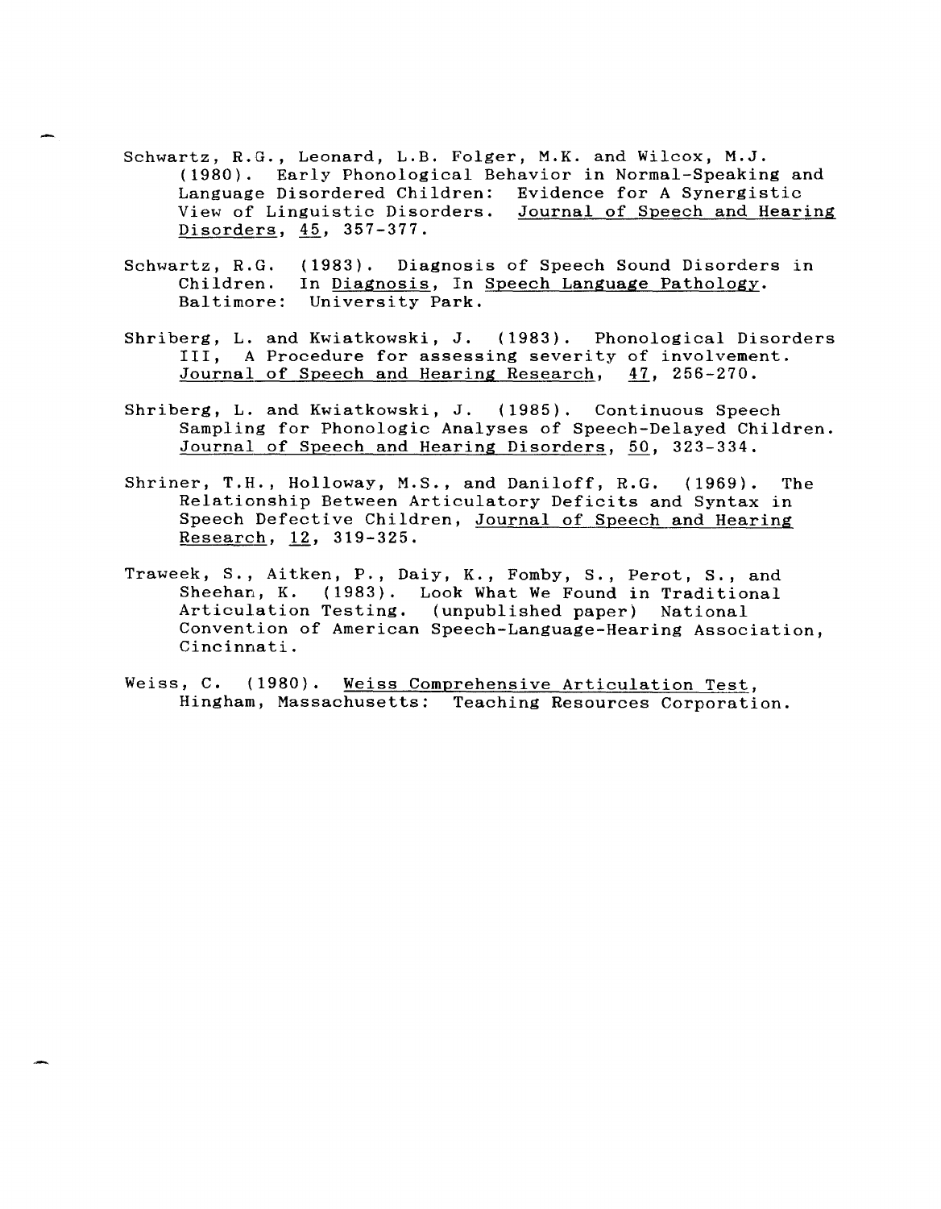Schwartz, R.G., Leonard, L.B. Folger, M.K. and Wilcox, M.J. (1980). Early Phonological Behavior in Normal-Speaking and Language Disordered Children: Evidence for A Synergistic View of Linguistic Disorders. Journal of Speech and Hearing Disorders, 45, 357-377.

Schwartz, R.G. (1983). Diagnosis of Speech Sound Disorders in Children. In Diagnosis, In Speech Language Pathology. Baltimore: University Park.

Shriberg, L. and Kwiatkowski, J. (1983). Phonological Disorders III, A Procedure for assessing severity of involvement. Journal of Speech and Hearing Research, 47, 256-270.

Shriberg, L. and Kwiatkowski, J. (1985). Continuous Speech Sampling for Phonologic Analyses of Speech-Delayed Children. Journal of Speech and Hearing Disorders, 50, 323-334.

Shriner, T.H., Holloway, M.S., and Daniloff, R.G. (1969). The Relationship Between Articulatory Deficits and Syntax in Speech Defective Children, Journal of Speech and Hearing Research, 12, 319-325.

Traweek, S., Aitken, P., Daiy, K., Fomby, S., Perot, S., and Sheehan, K. (1983). Look What We Found in Traditional Articulation Testing. (unpublished paper) National Convention of American Speech-Language-Hearing Association, Cincinnati.

Weiss, C. (1980). Weiss Comprehensive Articulation Test, Hingham, Massachusetts: Teaching Resources Corporation.